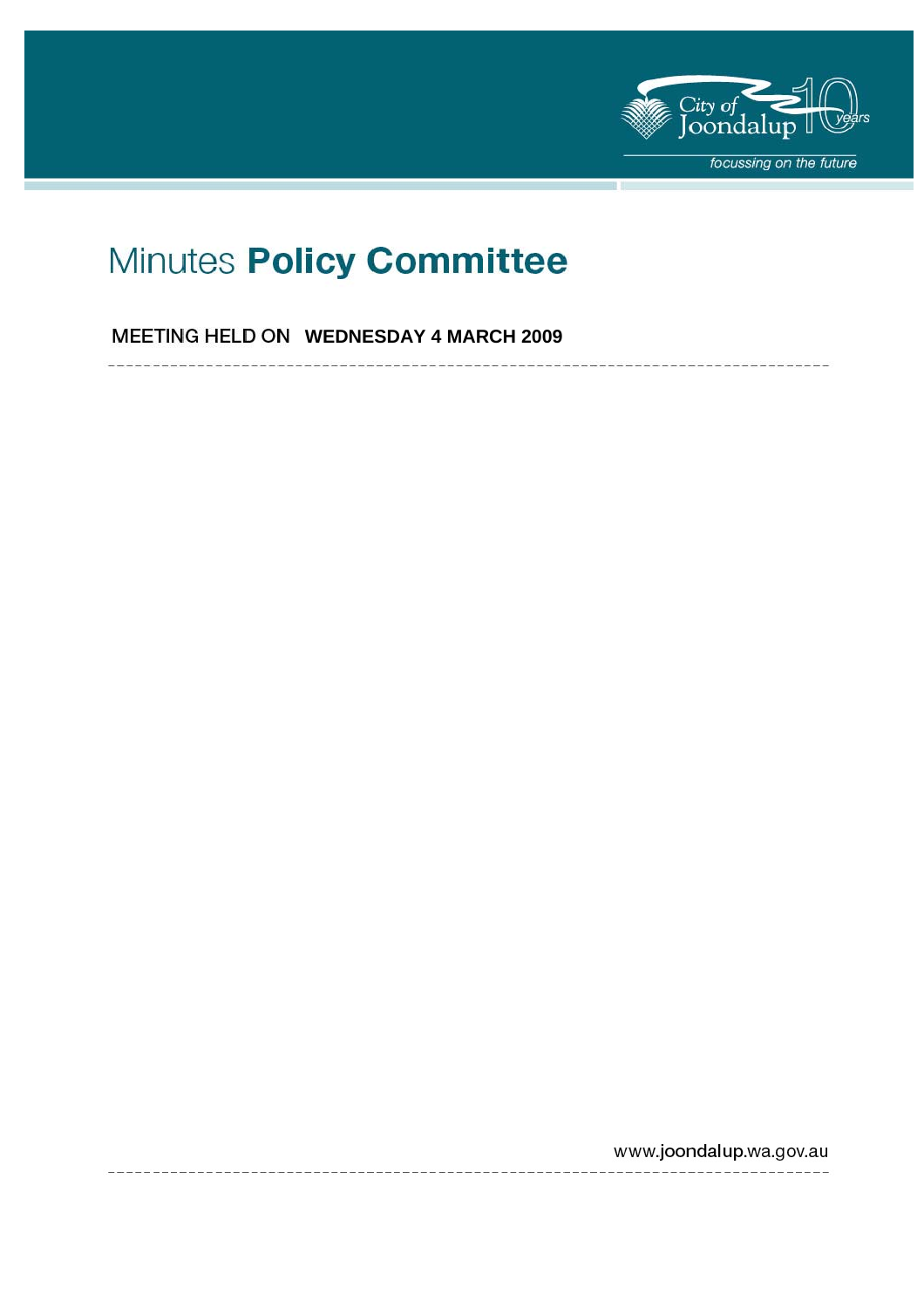City of Joondalup 10 years

focussing on the future

# Minutes **Policy Committee**

MEETING HELD ON **WEDNESDAY 4 MARCH 2009**

www.joondalup.wa.gov.au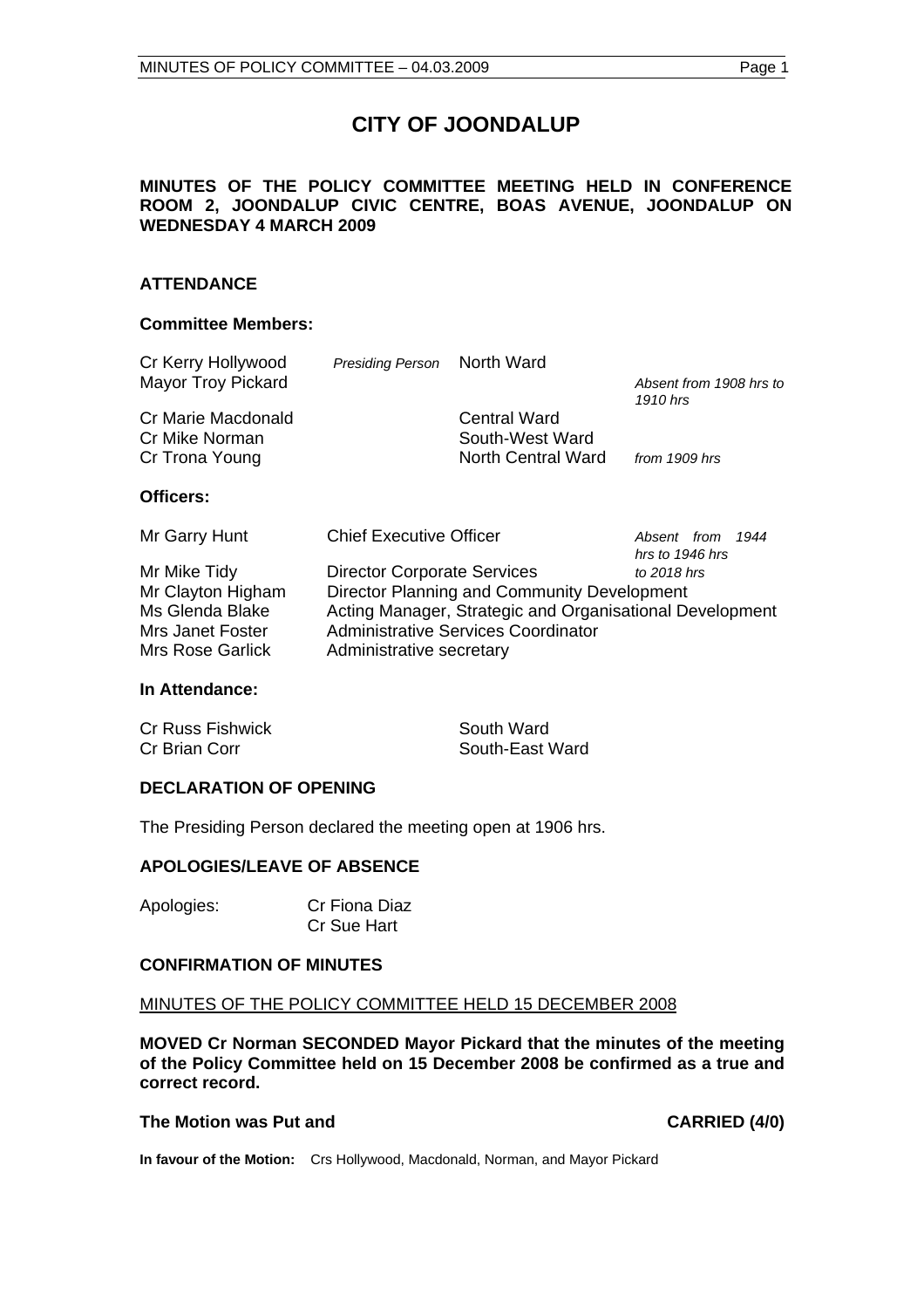# CITY OF JOONDALUP

**MINUTES OF THE POLICY COMMITTEE MEETING HELD IN CONFERENCE ROOM 2, JOONDALUP CIVIC CENTRE, BOAS AVENUE, JOONDALUP ON WEDNESDAY 4 MARCH 2009**

## ATTENDANCE

### Committee Members:

| | | | |
|---|---|---|---|
| Cr Kerry Hollywood | *Presiding Person* | North Ward | |
| Mayor Troy Pickard | | | *Absent from 1908 hrs to 1910 hrs* |
| Cr Marie Macdonald | | Central Ward | |
| Cr Mike Norman | | South-West Ward | |
| Cr Trona Young | | North Central Ward | *from 1909 hrs* |

### Officers:

| | | |
|---|---|---|
| Mr Garry Hunt | Chief Executive Officer | *Absent from 1944 hrs to 1946 hrs* |
| Mr Mike Tidy | Director Corporate Services | *to 2018 hrs* |
| Mr Clayton Higham | Director Planning and Community Development | |
| Ms Glenda Blake | Acting Manager, Strategic and Organisational Development | |
| Mrs Janet Foster | Administrative Services Coordinator | |
| Mrs Rose Garlick | Administrative secretary | |

### In Attendance:

| | |
|---|---|
| Cr Russ Fishwick | South Ward |
| Cr Brian Corr | South-East Ward |

## DECLARATION OF OPENING

The Presiding Person declared the meeting open at 1906 hrs.

## APOLOGIES/LEAVE OF ABSENCE

Apologies: Cr Fiona Diaz
Cr Sue Hart

## CONFIRMATION OF MINUTES

MINUTES OF THE POLICY COMMITTEE HELD 15 DECEMBER 2008

**MOVED Cr Norman SECONDED Mayor Pickard that the minutes of the meeting of the Policy Committee held on 15 December 2008 be confirmed as a true and correct record.**

**The Motion was Put and CARRIED (4/0)**

**In favour of the Motion:** Crs Hollywood, Macdonald, Norman, and Mayor Pickard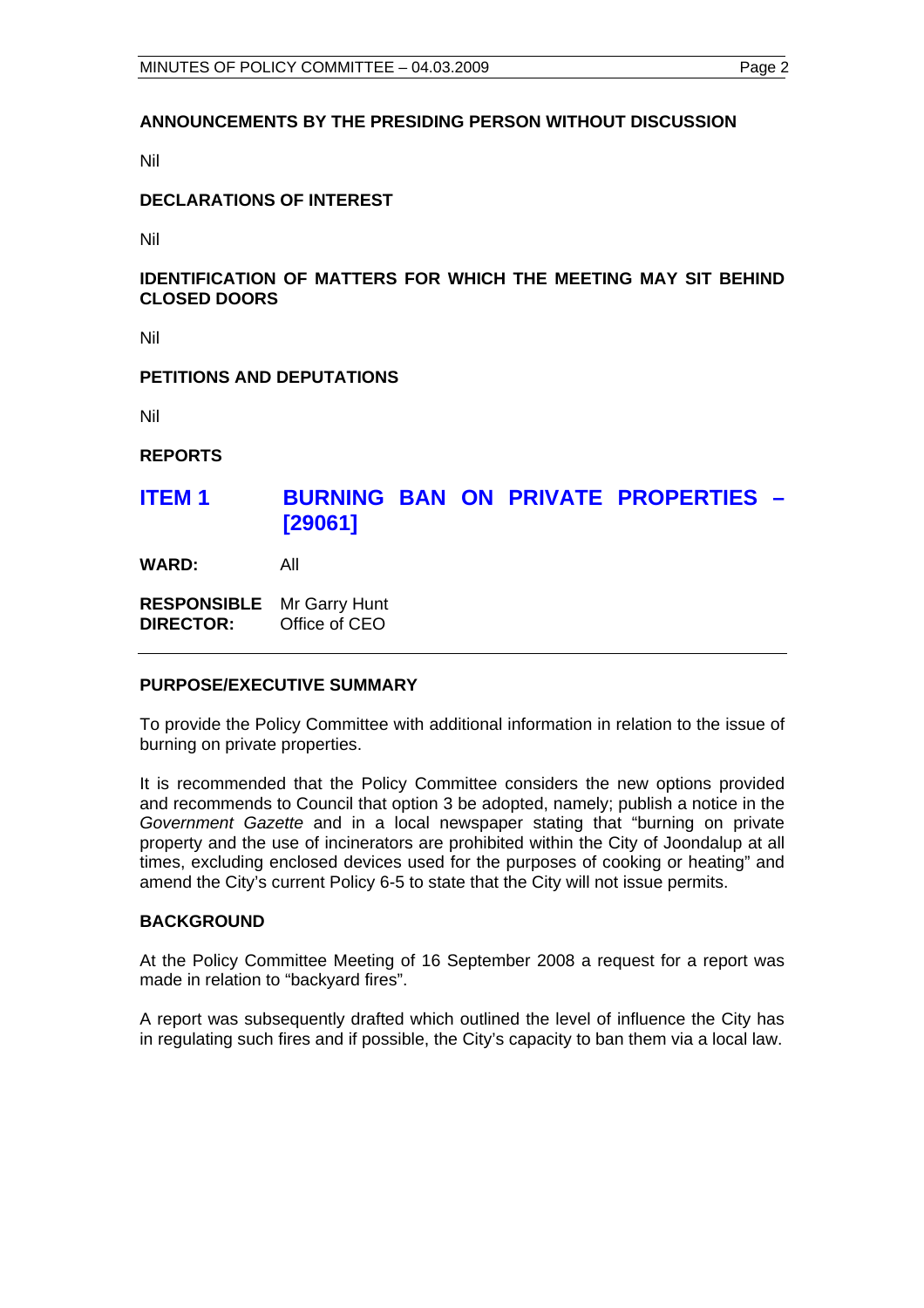**ANNOUNCEMENTS BY THE PRESIDING PERSON WITHOUT DISCUSSION**

Nil

**DECLARATIONS OF INTEREST**

Nil

**IDENTIFICATION OF MATTERS FOR WHICH THE MEETING MAY SIT BEHIND CLOSED DOORS**

Nil

**PETITIONS AND DEPUTATIONS**

Nil

**REPORTS**

## ITEM 1 BURNING BAN ON PRIVATE PROPERTIES – [29061]

**WARD:** All

**RESPONSIBLE DIRECTOR:** Mr Garry Hunt
Office of CEO

---

**PURPOSE/EXECUTIVE SUMMARY**

To provide the Policy Committee with additional information in relation to the issue of burning on private properties.

It is recommended that the Policy Committee considers the new options provided and recommends to Council that option 3 be adopted, namely; publish a notice in the *Government Gazette* and in a local newspaper stating that "burning on private property and the use of incinerators are prohibited within the City of Joondalup at all times, excluding enclosed devices used for the purposes of cooking or heating" and amend the City's current Policy 6-5 to state that the City will not issue permits.

**BACKGROUND**

At the Policy Committee Meeting of 16 September 2008 a request for a report was made in relation to "backyard fires".

A report was subsequently drafted which outlined the level of influence the City has in regulating such fires and if possible, the City's capacity to ban them via a local law.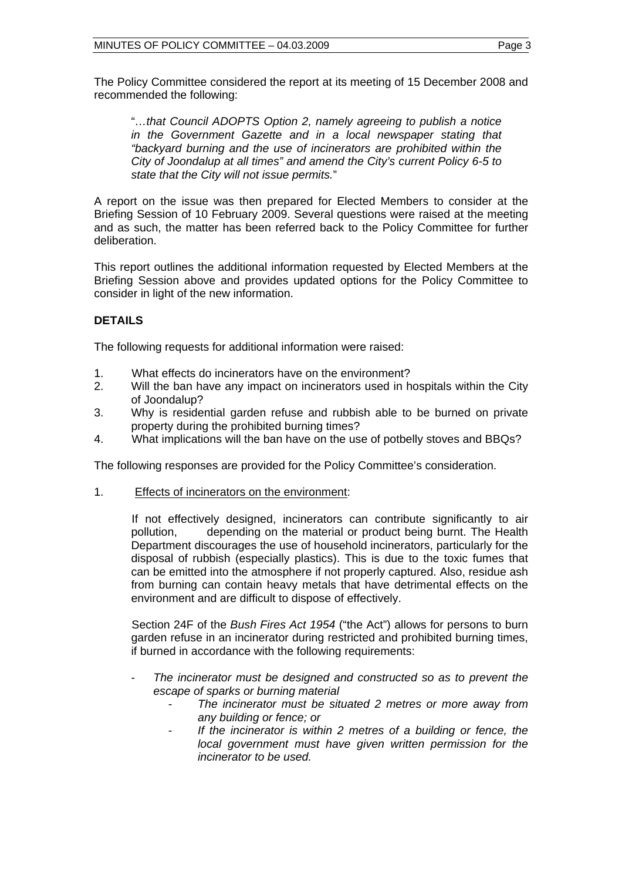The Policy Committee considered the report at its meeting of 15 December 2008 and recommended the following:

> "…*that Council ADOPTS Option 2, namely agreeing to publish a notice in the Government Gazette and in a local newspaper stating that "backyard burning and the use of incinerators are prohibited within the City of Joondalup at all times" and amend the City's current Policy 6-5 to state that the City will not issue permits.*"

A report on the issue was then prepared for Elected Members to consider at the Briefing Session of 10 February 2009. Several questions were raised at the meeting and as such, the matter has been referred back to the Policy Committee for further deliberation.

This report outlines the additional information requested by Elected Members at the Briefing Session above and provides updated options for the Policy Committee to consider in light of the new information.

**DETAILS**

The following requests for additional information were raised:

1. What effects do incinerators have on the environment?
2. Will the ban have any impact on incinerators used in hospitals within the City of Joondalup?
3. Why is residential garden refuse and rubbish able to be burned on private property during the prohibited burning times?
4. What implications will the ban have on the use of potbelly stoves and BBQs?

The following responses are provided for the Policy Committee's consideration.

1. Effects of incinerators on the environment:

   If not effectively designed, incinerators can contribute significantly to air pollution, depending on the material or product being burnt. The Health Department discourages the use of household incinerators, particularly for the disposal of rubbish (especially plastics). This is due to the toxic fumes that can be emitted into the atmosphere if not properly captured. Also, residue ash from burning can contain heavy metals that have detrimental effects on the environment and are difficult to dispose of effectively.

   Section 24F of the *Bush Fires Act 1954* ("the Act") allows for persons to burn garden refuse in an incinerator during restricted and prohibited burning times, if burned in accordance with the following requirements:

   - *The incinerator must be designed and constructed so as to prevent the escape of sparks or burning material*
     - *The incinerator must be situated 2 metres or more away from any building or fence; or*
     - *If the incinerator is within 2 metres of a building or fence, the local government must have given written permission for the incinerator to be used.*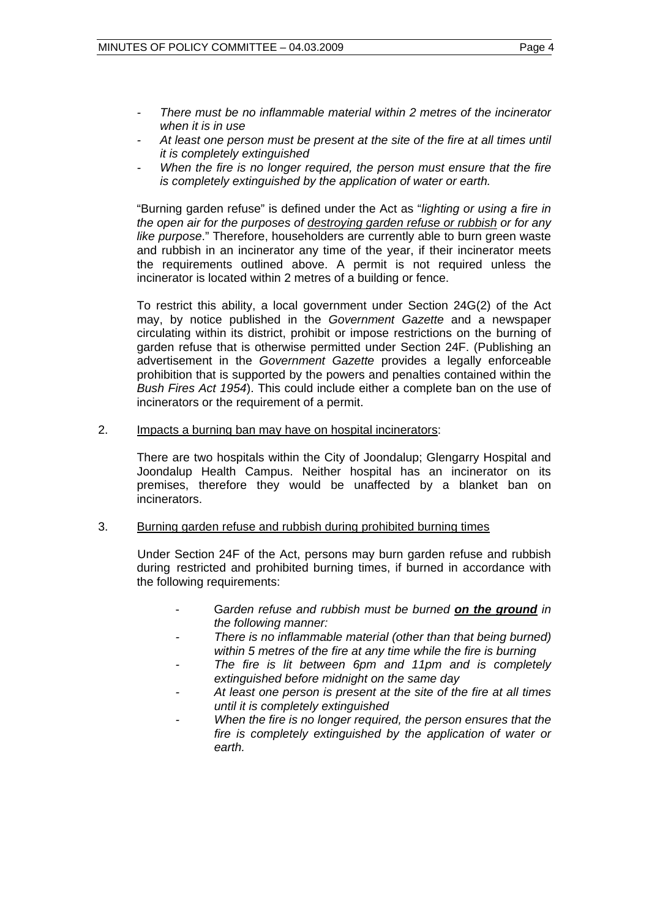- *There must be no inflammable material within 2 metres of the incinerator when it is in use*
- *At least one person must be present at the site of the fire at all times until it is completely extinguished*
- *When the fire is no longer required, the person must ensure that the fire is completely extinguished by the application of water or earth.*

"Burning garden refuse" is defined under the Act as "*lighting or using a fire in the open air for the purposes of <u>destroying garden refuse or rubbish</u> or for any like purpose*." Therefore, householders are currently able to burn green waste and rubbish in an incinerator any time of the year, if their incinerator meets the requirements outlined above. A permit is not required unless the incinerator is located within 2 metres of a building or fence.

To restrict this ability, a local government under Section 24G(2) of the Act may, by notice published in the *Government Gazette* and a newspaper circulating within its district, prohibit or impose restrictions on the burning of garden refuse that is otherwise permitted under Section 24F. (Publishing an advertisement in the *Government Gazette* provides a legally enforceable prohibition that is supported by the powers and penalties contained within the *Bush Fires Act 1954*). This could include either a complete ban on the use of incinerators or the requirement of a permit.

2. <u>Impacts a burning ban may have on hospital incinerators</u>:

   There are two hospitals within the City of Joondalup; Glengarry Hospital and Joondalup Health Campus. Neither hospital has an incinerator on its premises, therefore they would be unaffected by a blanket ban on incinerators.

3. <u>Burning garden refuse and rubbish during prohibited burning times</u>

   Under Section 24F of the Act, persons may burn garden refuse and rubbish during restricted and prohibited burning times, if burned in accordance with the following requirements:

   - G*arden refuse and rubbish must be burned **<u>on the ground</u>** in the following manner:*
   - *There is no inflammable material (other than that being burned) within 5 metres of the fire at any time while the fire is burning*
   - *The fire is lit between 6pm and 11pm and is completely extinguished before midnight on the same day*
   - *At least one person is present at the site of the fire at all times until it is completely extinguished*
   - *When the fire is no longer required, the person ensures that the fire is completely extinguished by the application of water or earth.*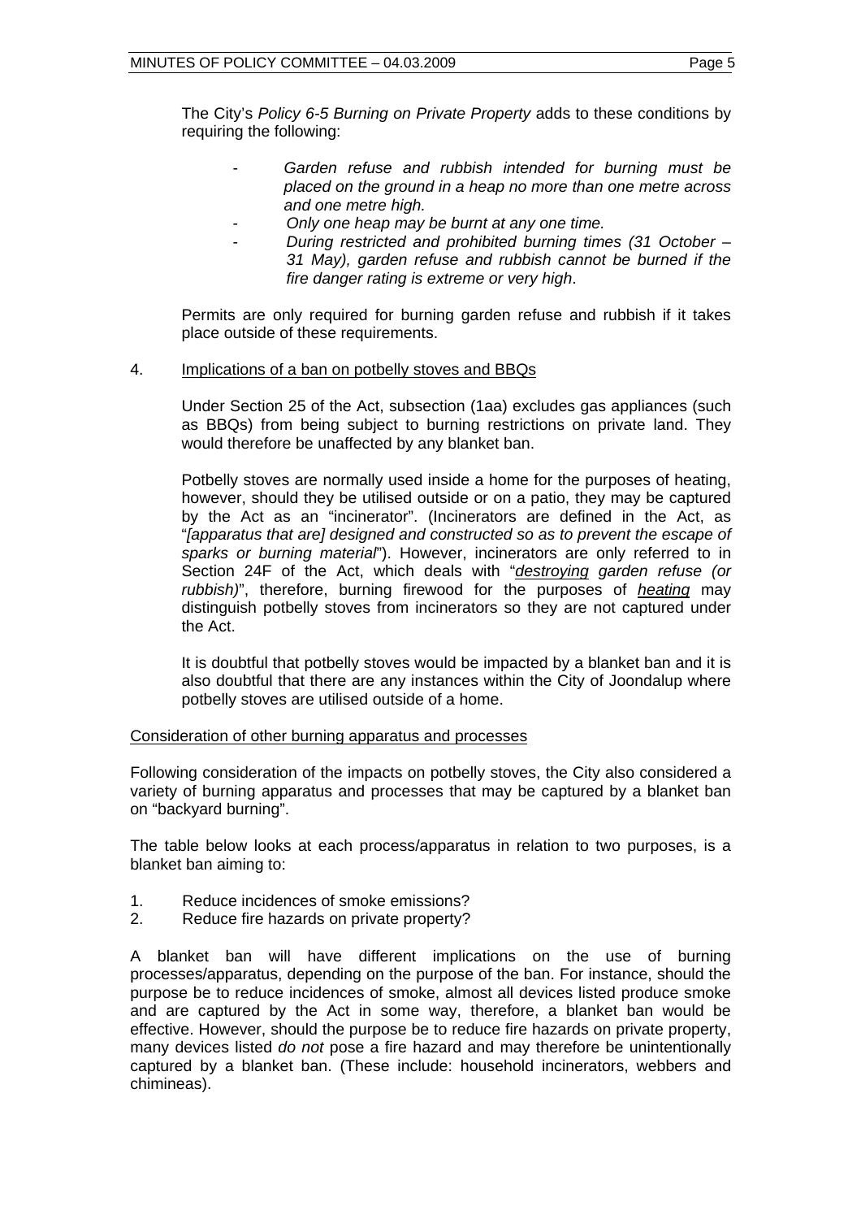The City's *Policy 6-5 Burning on Private Property* adds to these conditions by requiring the following:

- *Garden refuse and rubbish intended for burning must be placed on the ground in a heap no more than one metre across and one metre high.*
- *Only one heap may be burnt at any one time.*
- *During restricted and prohibited burning times (31 October – 31 May), garden refuse and rubbish cannot be burned if the fire danger rating is extreme or very high*.

Permits are only required for burning garden refuse and rubbish if it takes place outside of these requirements.

4. Implications of a ban on potbelly stoves and BBQs

Under Section 25 of the Act, subsection (1aa) excludes gas appliances (such as BBQs) from being subject to burning restrictions on private land. They would therefore be unaffected by any blanket ban.

Potbelly stoves are normally used inside a home for the purposes of heating, however, should they be utilised outside or on a patio, they may be captured by the Act as an "incinerator". (Incinerators are defined in the Act, as "*[apparatus that are] designed and constructed so as to prevent the escape of sparks or burning material*"). However, incinerators are only referred to in Section 24F of the Act, which deals with "*destroying garden refuse (or rubbish)*", therefore, burning firewood for the purposes of *heating* may distinguish potbelly stoves from incinerators so they are not captured under the Act.

It is doubtful that potbelly stoves would be impacted by a blanket ban and it is also doubtful that there are any instances within the City of Joondalup where potbelly stoves are utilised outside of a home.

Consideration of other burning apparatus and processes

Following consideration of the impacts on potbelly stoves, the City also considered a variety of burning apparatus and processes that may be captured by a blanket ban on "backyard burning".

The table below looks at each process/apparatus in relation to two purposes, is a blanket ban aiming to:

1. Reduce incidences of smoke emissions?
2. Reduce fire hazards on private property?

A blanket ban will have different implications on the use of burning processes/apparatus, depending on the purpose of the ban. For instance, should the purpose be to reduce incidences of smoke, almost all devices listed produce smoke and are captured by the Act in some way, therefore, a blanket ban would be effective. However, should the purpose be to reduce fire hazards on private property, many devices listed *do not* pose a fire hazard and may therefore be unintentionally captured by a blanket ban. (These include: household incinerators, webbers and chimineas).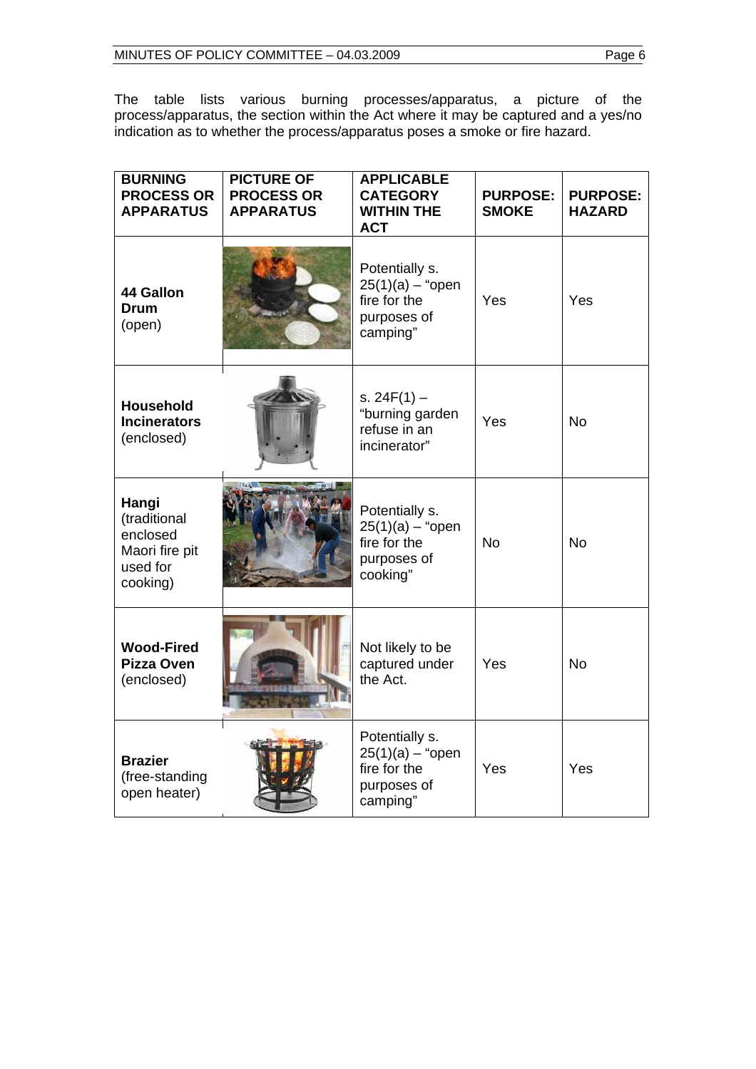The table lists various burning processes/apparatus, a picture of the process/apparatus, the section within the Act where it may be captured and a yes/no indication as to whether the process/apparatus poses a smoke or fire hazard.

| BURNING PROCESS OR APPARATUS | PICTURE OF PROCESS OR APPARATUS | APPLICABLE CATEGORY WITHIN THE ACT | PURPOSE: SMOKE | PURPOSE: HAZARD |
|---|---|---|---|---|
| **44 Gallon Drum** (open) | | Potentially s. 25(1)(a) – "open fire for the purposes of camping" | Yes | Yes |
| **Household Incinerators** (enclosed) | | s. 24F(1) – "burning garden refuse in an incinerator" | Yes | No |
| **Hangi** (traditional enclosed Maori fire pit used for cooking) | | Potentially s. 25(1)(a) – "open fire for the purposes of cooking" | No | No |
| **Wood-Fired Pizza Oven** (enclosed) | | Not likely to be captured under the Act. | Yes | No |
| **Brazier** (free-standing open heater) | | Potentially s. 25(1)(a) – "open fire for the purposes of camping" | Yes | Yes |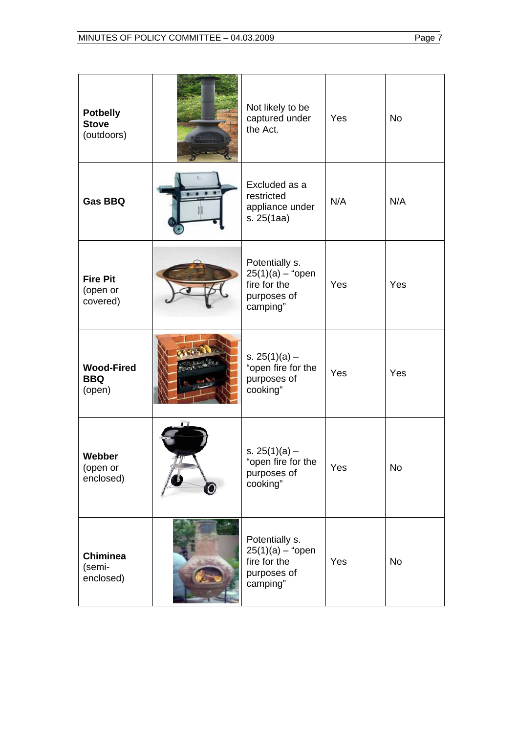| | | | | |
|---|---|---|---|---|
| **Potbelly Stove** (outdoors) | | Not likely to be captured under the Act. | Yes | No |
| **Gas BBQ** | | Excluded as a restricted appliance under s. 25(1aa) | N/A | N/A |
| **Fire Pit** (open or covered) | | Potentially s. 25(1)(a) – "open fire for the purposes of camping" | Yes | Yes |
| **Wood-Fired BBQ** (open) | | s. 25(1)(a) – "open fire for the purposes of cooking" | Yes | Yes |
| **Webber** (open or enclosed) | | s. 25(1)(a) – "open fire for the purposes of cooking" | Yes | No |
| **Chiminea** (semi-enclosed) | | Potentially s. 25(1)(a) – "open fire for the purposes of camping" | Yes | No |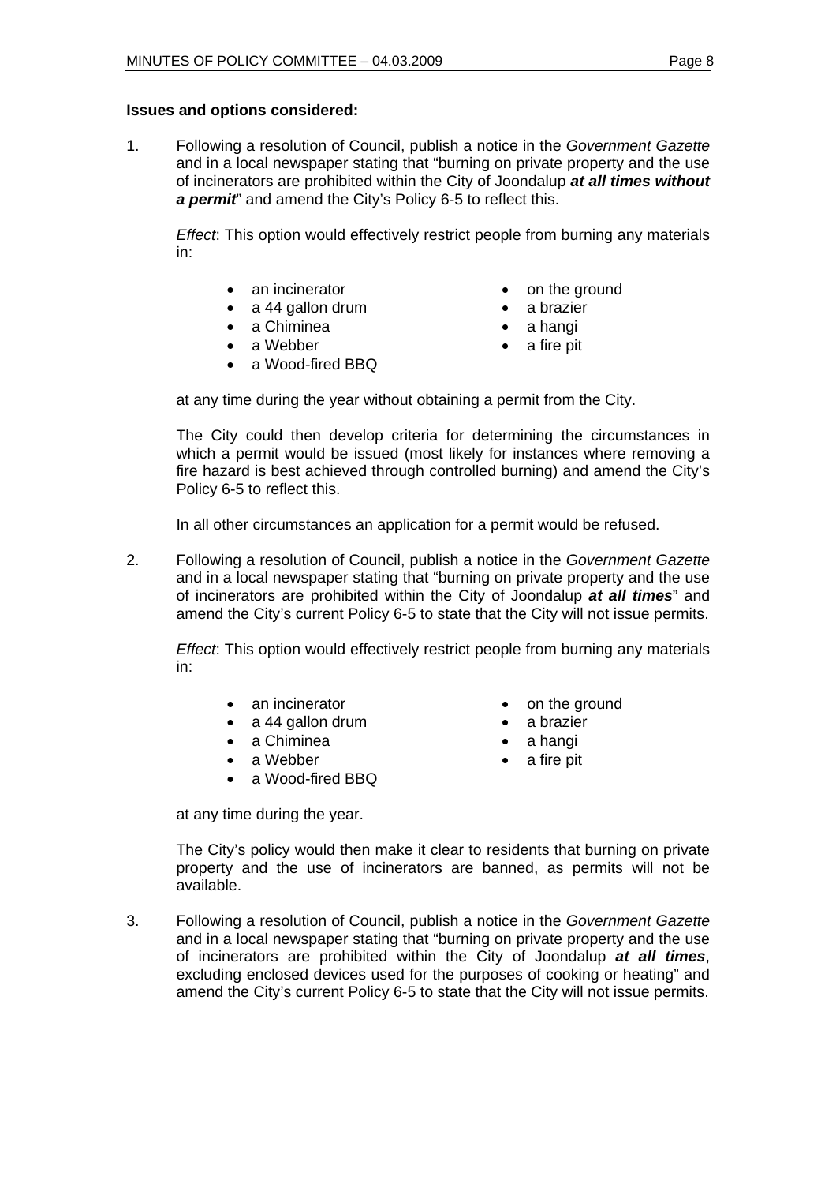**Issues and options considered:**

1. Following a resolution of Council, publish a notice in the *Government Gazette* and in a local newspaper stating that "burning on private property and the use of incinerators are prohibited within the City of Joondalup ***at all times without a permit***" and amend the City's Policy 6-5 to reflect this.

   *Effect*: This option would effectively restrict people from burning any materials in:

   - an incinerator
   - a 44 gallon drum
   - a Chiminea
   - a Webber
   - a Wood-fired BBQ
   - on the ground
   - a brazier
   - a hangi
   - a fire pit

   at any time during the year without obtaining a permit from the City.

   The City could then develop criteria for determining the circumstances in which a permit would be issued (most likely for instances where removing a fire hazard is best achieved through controlled burning) and amend the City's Policy 6-5 to reflect this.

   In all other circumstances an application for a permit would be refused.

2. Following a resolution of Council, publish a notice in the *Government Gazette* and in a local newspaper stating that "burning on private property and the use of incinerators are prohibited within the City of Joondalup ***at all times***" and amend the City's current Policy 6-5 to state that the City will not issue permits.

   *Effect*: This option would effectively restrict people from burning any materials in:

   - an incinerator
   - a 44 gallon drum
   - a Chiminea
   - a Webber
   - a Wood-fired BBQ
   - on the ground
   - a brazier
   - a hangi
   - a fire pit

   at any time during the year.

   The City's policy would then make it clear to residents that burning on private property and the use of incinerators are banned, as permits will not be available.

3. Following a resolution of Council, publish a notice in the *Government Gazette* and in a local newspaper stating that "burning on private property and the use of incinerators are prohibited within the City of Joondalup ***at all times***, excluding enclosed devices used for the purposes of cooking or heating" and amend the City's current Policy 6-5 to state that the City will not issue permits.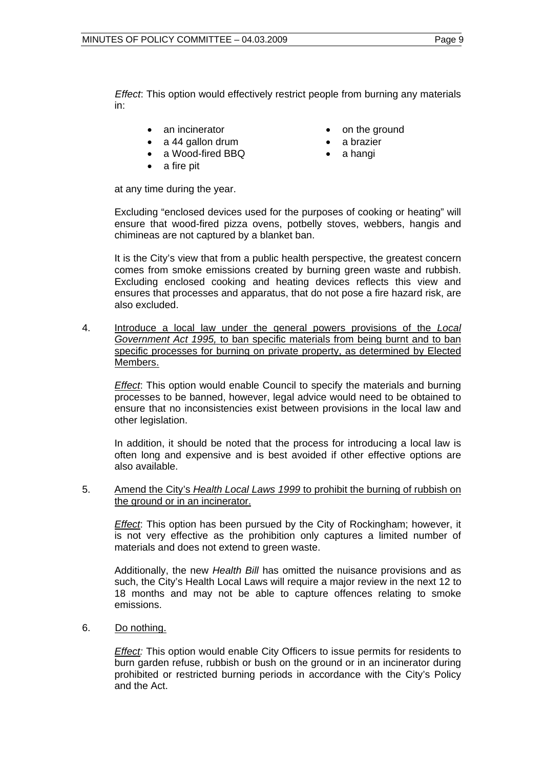*Effect*: This option would effectively restrict people from burning any materials in:

- an incinerator
- a 44 gallon drum
- a Wood-fired BBQ
- a fire pit
- on the ground
- a brazier
- a hangi

at any time during the year.

Excluding "enclosed devices used for the purposes of cooking or heating" will ensure that wood-fired pizza ovens, potbelly stoves, webbers, hangis and chimineas are not captured by a blanket ban.

It is the City's view that from a public health perspective, the greatest concern comes from smoke emissions created by burning green waste and rubbish. Excluding enclosed cooking and heating devices reflects this view and ensures that processes and apparatus, that do not pose a fire hazard risk, are also excluded.

4. Introduce a local law under the general powers provisions of the *Local Government Act 1995,* to ban specific materials from being burnt and to ban specific processes for burning on private property, as determined by Elected Members.

   *Effect*: This option would enable Council to specify the materials and burning processes to be banned, however, legal advice would need to be obtained to ensure that no inconsistencies exist between provisions in the local law and other legislation.

   In addition, it should be noted that the process for introducing a local law is often long and expensive and is best avoided if other effective options are also available.

5. Amend the City's *Health Local Laws 1999* to prohibit the burning of rubbish on the ground or in an incinerator.

   *Effect*: This option has been pursued by the City of Rockingham; however, it is not very effective as the prohibition only captures a limited number of materials and does not extend to green waste.

   Additionally, the new *Health Bill* has omitted the nuisance provisions and as such, the City's Health Local Laws will require a major review in the next 12 to 18 months and may not be able to capture offences relating to smoke emissions.

6. Do nothing.

   *Effect:* This option would enable City Officers to issue permits for residents to burn garden refuse, rubbish or bush on the ground or in an incinerator during prohibited or restricted burning periods in accordance with the City's Policy and the Act.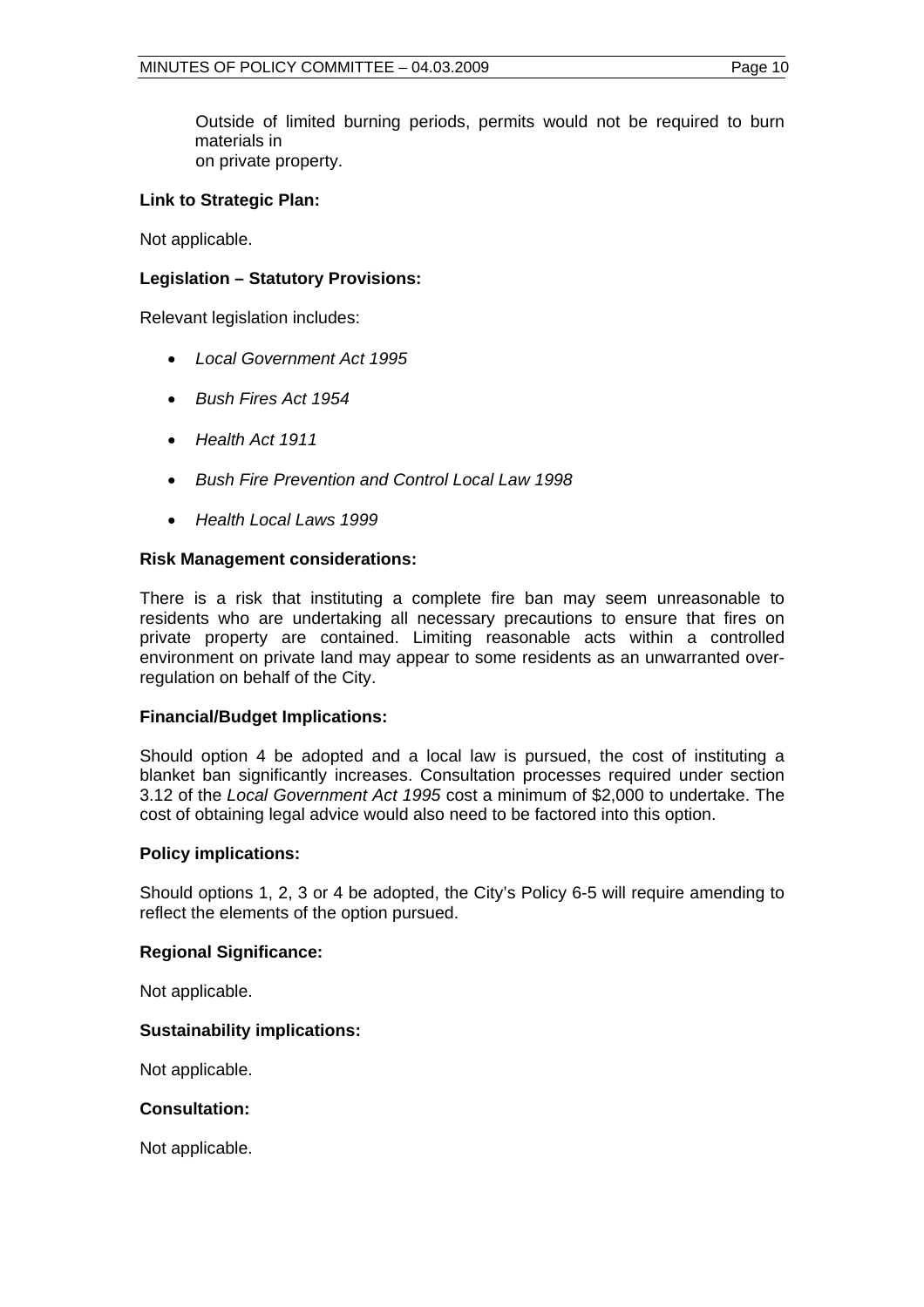Outside of limited burning periods, permits would not be required to burn materials in
on private property.

**Link to Strategic Plan:**

Not applicable.

**Legislation – Statutory Provisions:**

Relevant legislation includes:

- *Local Government Act 1995*
- *Bush Fires Act 1954*
- *Health Act 1911*
- *Bush Fire Prevention and Control Local Law 1998*
- *Health Local Laws 1999*

**Risk Management considerations:**

There is a risk that instituting a complete fire ban may seem unreasonable to residents who are undertaking all necessary precautions to ensure that fires on private property are contained. Limiting reasonable acts within a controlled environment on private land may appear to some residents as an unwarranted over-regulation on behalf of the City.

**Financial/Budget Implications:**

Should option 4 be adopted and a local law is pursued, the cost of instituting a blanket ban significantly increases. Consultation processes required under section 3.12 of the *Local Government Act 1995* cost a minimum of $2,000 to undertake. The cost of obtaining legal advice would also need to be factored into this option.

**Policy implications:**

Should options 1, 2, 3 or 4 be adopted, the City's Policy 6-5 will require amending to reflect the elements of the option pursued.

**Regional Significance:**

Not applicable.

**Sustainability implications:**

Not applicable.

**Consultation:**

Not applicable.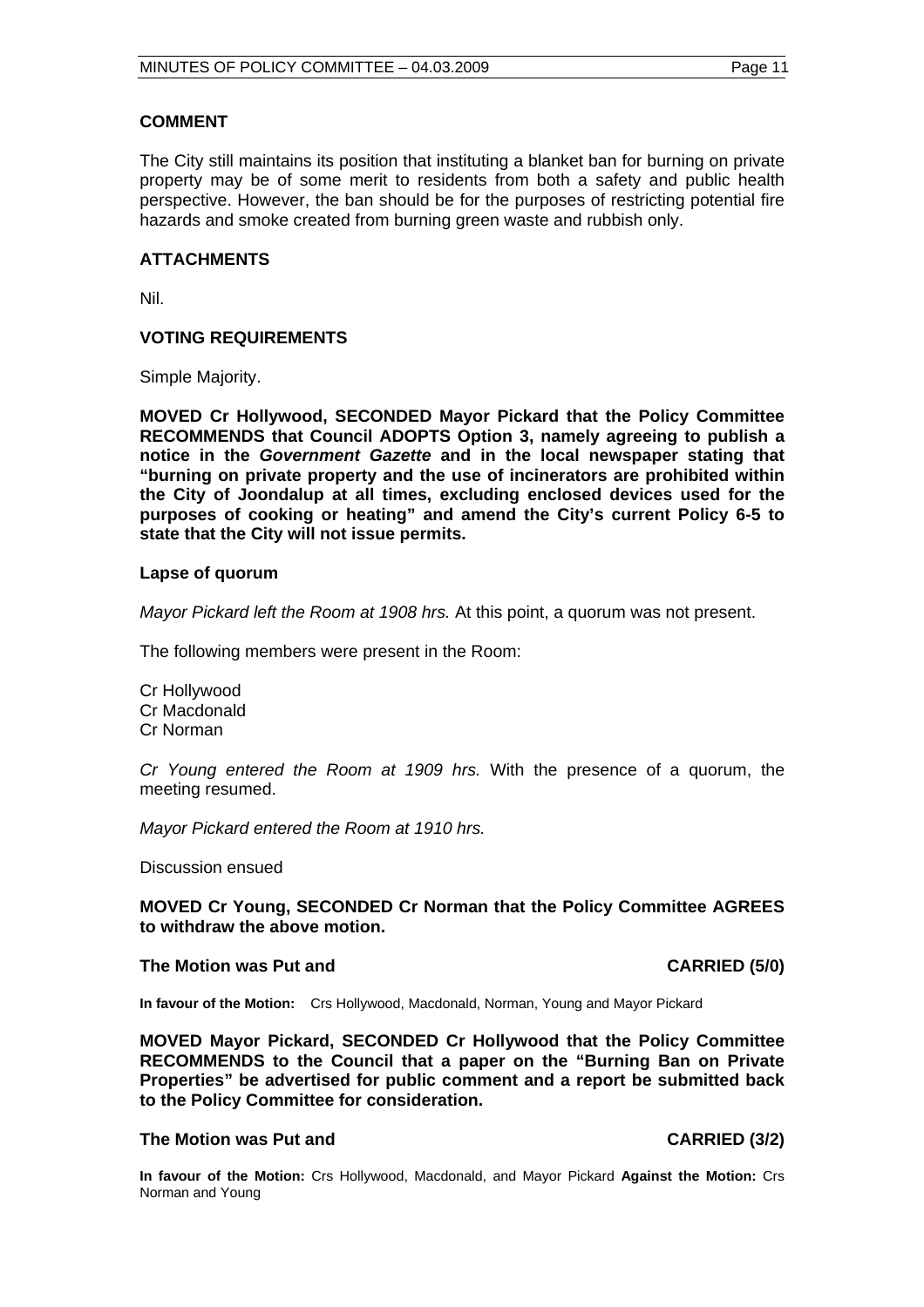### COMMENT

The City still maintains its position that instituting a blanket ban for burning on private property may be of some merit to residents from both a safety and public health perspective. However, the ban should be for the purposes of restricting potential fire hazards and smoke created from burning green waste and rubbish only.

### ATTACHMENTS

Nil.

### VOTING REQUIREMENTS

Simple Majority.

**MOVED Cr Hollywood, SECONDED Mayor Pickard that the Policy Committee RECOMMENDS that Council ADOPTS Option 3, namely agreeing to publish a notice in the *Government Gazette* and in the local newspaper stating that "burning on private property and the use of incinerators are prohibited within the City of Joondalup at all times, excluding enclosed devices used for the purposes of cooking or heating" and amend the City's current Policy 6-5 to state that the City will not issue permits.**

**Lapse of quorum**

*Mayor Pickard left the Room at 1908 hrs.* At this point, a quorum was not present.

The following members were present in the Room:

Cr Hollywood
Cr Macdonald
Cr Norman

*Cr Young entered the Room at 1909 hrs.* With the presence of a quorum, the meeting resumed.

*Mayor Pickard entered the Room at 1910 hrs.*

Discussion ensued

**MOVED Cr Young, SECONDED Cr Norman that the Policy Committee AGREES to withdraw the above motion.**

**The Motion was Put and CARRIED (5/0)**

**In favour of the Motion:** Crs Hollywood, Macdonald, Norman, Young and Mayor Pickard

**MOVED Mayor Pickard, SECONDED Cr Hollywood that the Policy Committee RECOMMENDS to the Council that a paper on the "Burning Ban on Private Properties" be advertised for public comment and a report be submitted back to the Policy Committee for consideration.**

**The Motion was Put and CARRIED (3/2)**

**In favour of the Motion:** Crs Hollywood, Macdonald, and Mayor Pickard **Against the Motion:** Crs Norman and Young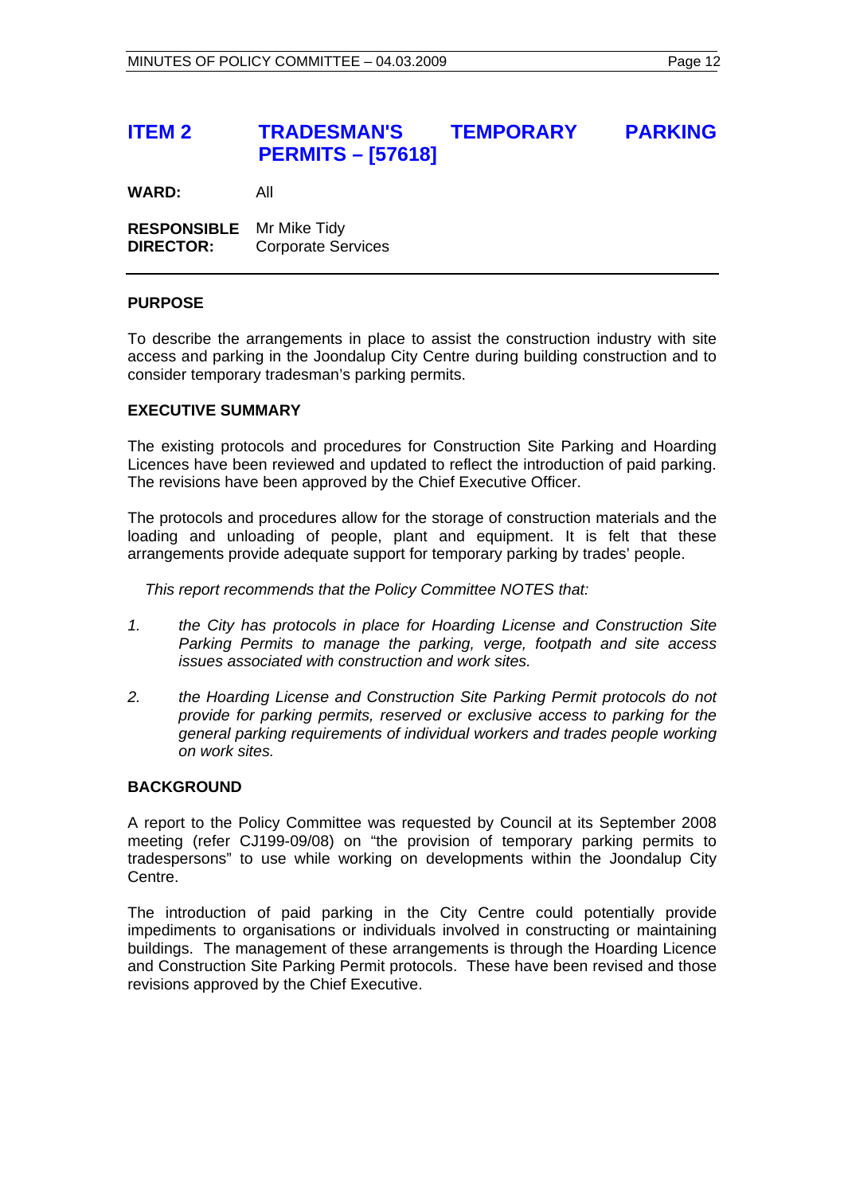## ITEM 2 TRADESMAN'S TEMPORARY PARKING PERMITS – [57618]

**WARD:** All

**RESPONSIBLE DIRECTOR:** Mr Mike Tidy
Corporate Services

### PURPOSE

To describe the arrangements in place to assist the construction industry with site access and parking in the Joondalup City Centre during building construction and to consider temporary tradesman's parking permits.

### EXECUTIVE SUMMARY

The existing protocols and procedures for Construction Site Parking and Hoarding Licences have been reviewed and updated to reflect the introduction of paid parking. The revisions have been approved by the Chief Executive Officer.

The protocols and procedures allow for the storage of construction materials and the loading and unloading of people, plant and equipment. It is felt that these arrangements provide adequate support for temporary parking by trades' people.

*This report recommends that the Policy Committee NOTES that:*

1. *the City has protocols in place for Hoarding License and Construction Site Parking Permits to manage the parking, verge, footpath and site access issues associated with construction and work sites.*
2. *the Hoarding License and Construction Site Parking Permit protocols do not provide for parking permits, reserved or exclusive access to parking for the general parking requirements of individual workers and trades people working on work sites.*

### BACKGROUND

A report to the Policy Committee was requested by Council at its September 2008 meeting (refer CJ199-09/08) on "the provision of temporary parking permits to tradespersons" to use while working on developments within the Joondalup City Centre.

The introduction of paid parking in the City Centre could potentially provide impediments to organisations or individuals involved in constructing or maintaining buildings. The management of these arrangements is through the Hoarding Licence and Construction Site Parking Permit protocols. These have been revised and those revisions approved by the Chief Executive.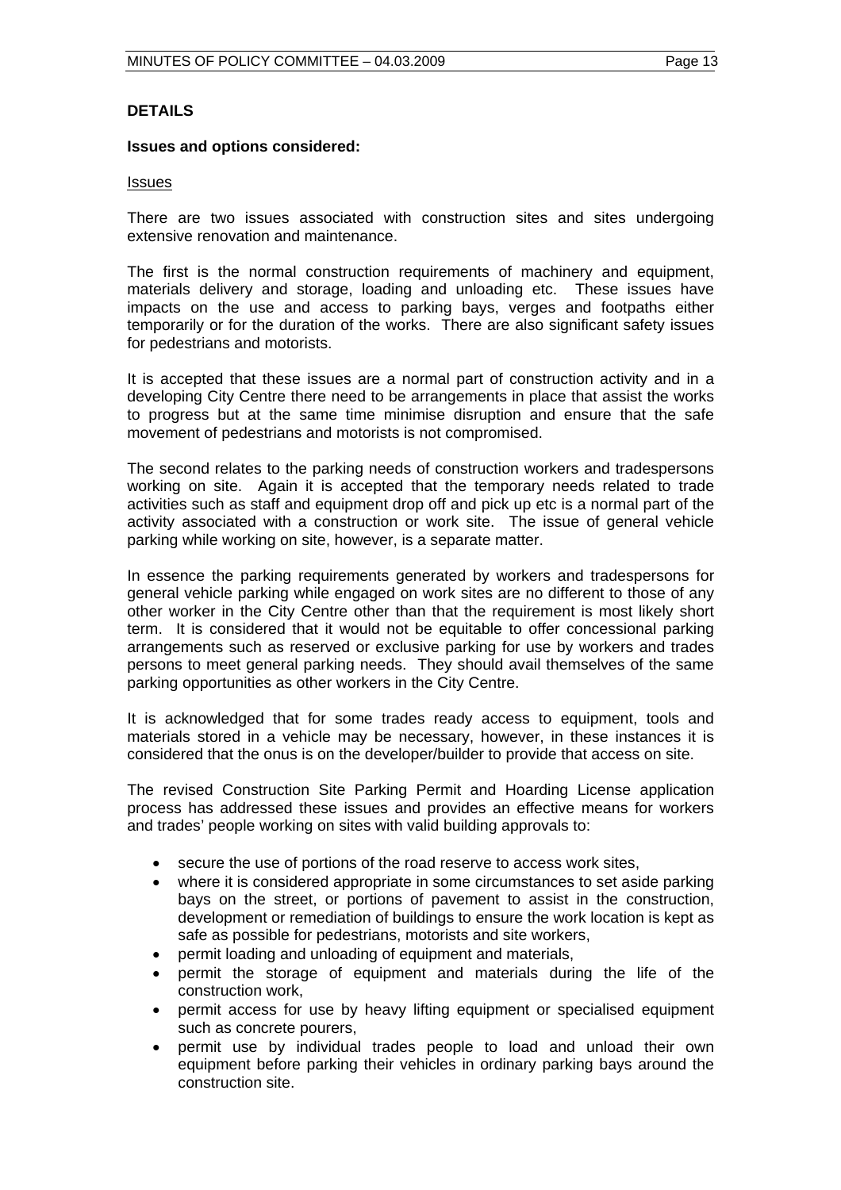## DETAILS

### Issues and options considered:

Issues

There are two issues associated with construction sites and sites undergoing extensive renovation and maintenance.

The first is the normal construction requirements of machinery and equipment, materials delivery and storage, loading and unloading etc. These issues have impacts on the use and access to parking bays, verges and footpaths either temporarily or for the duration of the works. There are also significant safety issues for pedestrians and motorists.

It is accepted that these issues are a normal part of construction activity and in a developing City Centre there need to be arrangements in place that assist the works to progress but at the same time minimise disruption and ensure that the safe movement of pedestrians and motorists is not compromised.

The second relates to the parking needs of construction workers and tradespersons working on site. Again it is accepted that the temporary needs related to trade activities such as staff and equipment drop off and pick up etc is a normal part of the activity associated with a construction or work site. The issue of general vehicle parking while working on site, however, is a separate matter.

In essence the parking requirements generated by workers and tradespersons for general vehicle parking while engaged on work sites are no different to those of any other worker in the City Centre other than that the requirement is most likely short term. It is considered that it would not be equitable to offer concessional parking arrangements such as reserved or exclusive parking for use by workers and trades persons to meet general parking needs. They should avail themselves of the same parking opportunities as other workers in the City Centre.

It is acknowledged that for some trades ready access to equipment, tools and materials stored in a vehicle may be necessary, however, in these instances it is considered that the onus is on the developer/builder to provide that access on site.

The revised Construction Site Parking Permit and Hoarding License application process has addressed these issues and provides an effective means for workers and trades' people working on sites with valid building approvals to:

- secure the use of portions of the road reserve to access work sites,
- where it is considered appropriate in some circumstances to set aside parking bays on the street, or portions of pavement to assist in the construction, development or remediation of buildings to ensure the work location is kept as safe as possible for pedestrians, motorists and site workers,
- permit loading and unloading of equipment and materials,
- permit the storage of equipment and materials during the life of the construction work,
- permit access for use by heavy lifting equipment or specialised equipment such as concrete pourers,
- permit use by individual trades people to load and unload their own equipment before parking their vehicles in ordinary parking bays around the construction site.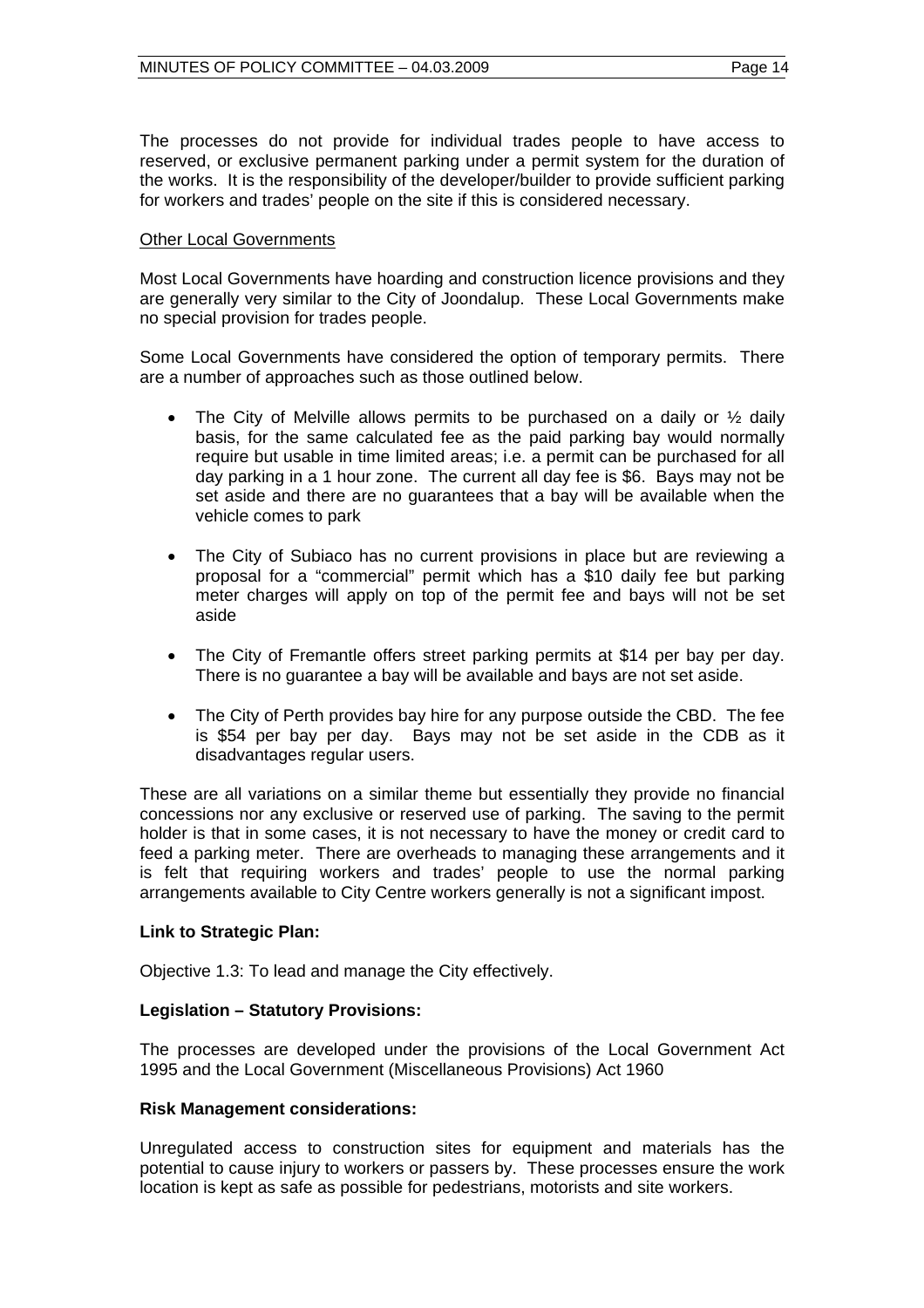The processes do not provide for individual trades people to have access to reserved, or exclusive permanent parking under a permit system for the duration of the works. It is the responsibility of the developer/builder to provide sufficient parking for workers and trades' people on the site if this is considered necessary.

<u>Other Local Governments</u>

Most Local Governments have hoarding and construction licence provisions and they are generally very similar to the City of Joondalup. These Local Governments make no special provision for trades people.

Some Local Governments have considered the option of temporary permits. There are a number of approaches such as those outlined below.

- The City of Melville allows permits to be purchased on a daily or ½ daily basis, for the same calculated fee as the paid parking bay would normally require but usable in time limited areas; i.e. a permit can be purchased for all day parking in a 1 hour zone. The current all day fee is $6. Bays may not be set aside and there are no guarantees that a bay will be available when the vehicle comes to park

- The City of Subiaco has no current provisions in place but are reviewing a proposal for a "commercial" permit which has a $10 daily fee but parking meter charges will apply on top of the permit fee and bays will not be set aside

- The City of Fremantle offers street parking permits at $14 per bay per day. There is no guarantee a bay will be available and bays are not set aside.

- The City of Perth provides bay hire for any purpose outside the CBD. The fee is $54 per bay per day. Bays may not be set aside in the CDB as it disadvantages regular users.

These are all variations on a similar theme but essentially they provide no financial concessions nor any exclusive or reserved use of parking. The saving to the permit holder is that in some cases, it is not necessary to have the money or credit card to feed a parking meter. There are overheads to managing these arrangements and it is felt that requiring workers and trades' people to use the normal parking arrangements available to City Centre workers generally is not a significant impost.

**Link to Strategic Plan:**

Objective 1.3: To lead and manage the City effectively.

**Legislation – Statutory Provisions:**

The processes are developed under the provisions of the Local Government Act 1995 and the Local Government (Miscellaneous Provisions) Act 1960

**Risk Management considerations:**

Unregulated access to construction sites for equipment and materials has the potential to cause injury to workers or passers by. These processes ensure the work location is kept as safe as possible for pedestrians, motorists and site workers.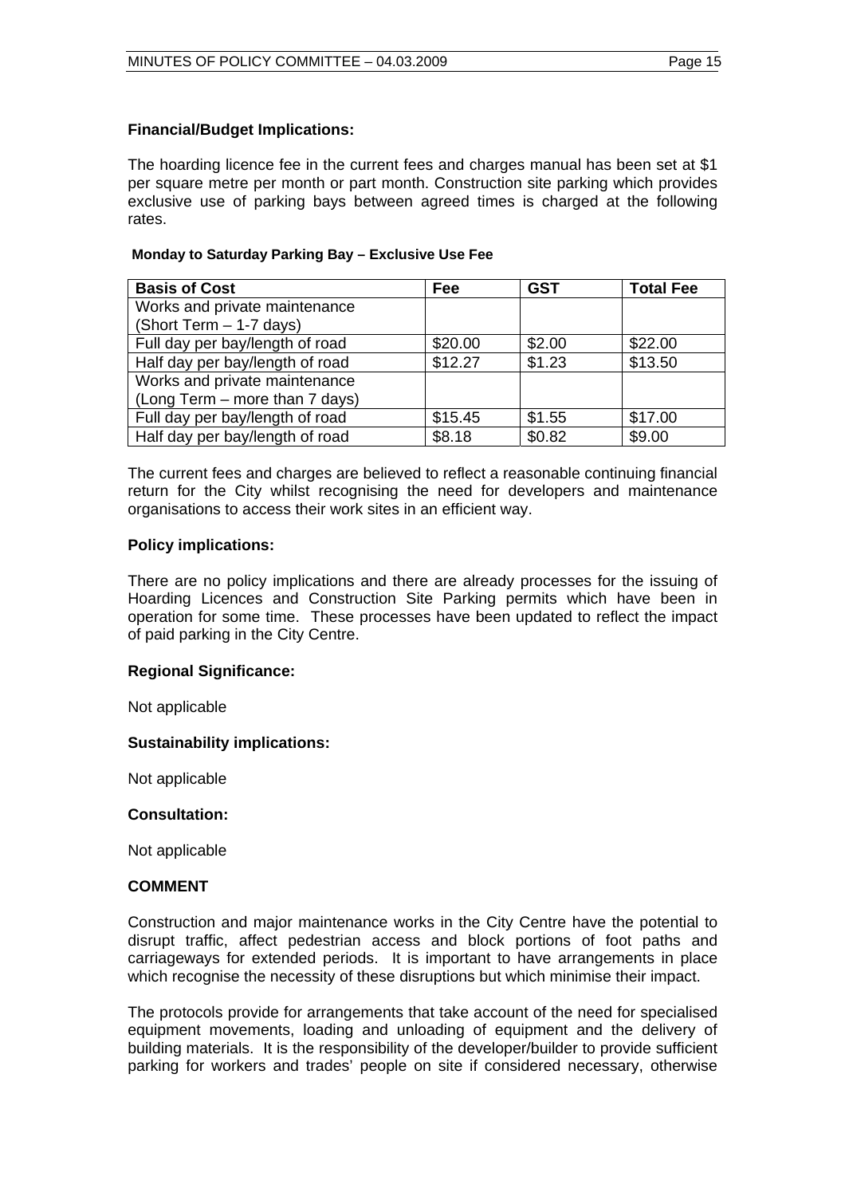**Financial/Budget Implications:**

The hoarding licence fee in the current fees and charges manual has been set at $1 per square metre per month or part month. Construction site parking which provides exclusive use of parking bays between agreed times is charged at the following rates.

**Monday to Saturday Parking Bay – Exclusive Use Fee**

| Basis of Cost | Fee | GST | Total Fee |
|---|---|---|---|
| Works and private maintenance (Short Term – 1-7 days) | | | |
| Full day per bay/length of road | $20.00 | $2.00 | $22.00 |
| Half day per bay/length of road | $12.27 | $1.23 | $13.50 |
| Works and private maintenance (Long Term – more than 7 days) | | | |
| Full day per bay/length of road | $15.45 | $1.55 | $17.00 |
| Half day per bay/length of road | $8.18 | $0.82 | $9.00 |

The current fees and charges are believed to reflect a reasonable continuing financial return for the City whilst recognising the need for developers and maintenance organisations to access their work sites in an efficient way.

**Policy implications:**

There are no policy implications and there are already processes for the issuing of Hoarding Licences and Construction Site Parking permits which have been in operation for some time. These processes have been updated to reflect the impact of paid parking in the City Centre.

**Regional Significance:**

Not applicable

**Sustainability implications:**

Not applicable

**Consultation:**

Not applicable

**COMMENT**

Construction and major maintenance works in the City Centre have the potential to disrupt traffic, affect pedestrian access and block portions of foot paths and carriageways for extended periods. It is important to have arrangements in place which recognise the necessity of these disruptions but which minimise their impact.

The protocols provide for arrangements that take account of the need for specialised equipment movements, loading and unloading of equipment and the delivery of building materials. It is the responsibility of the developer/builder to provide sufficient parking for workers and trades' people on site if considered necessary, otherwise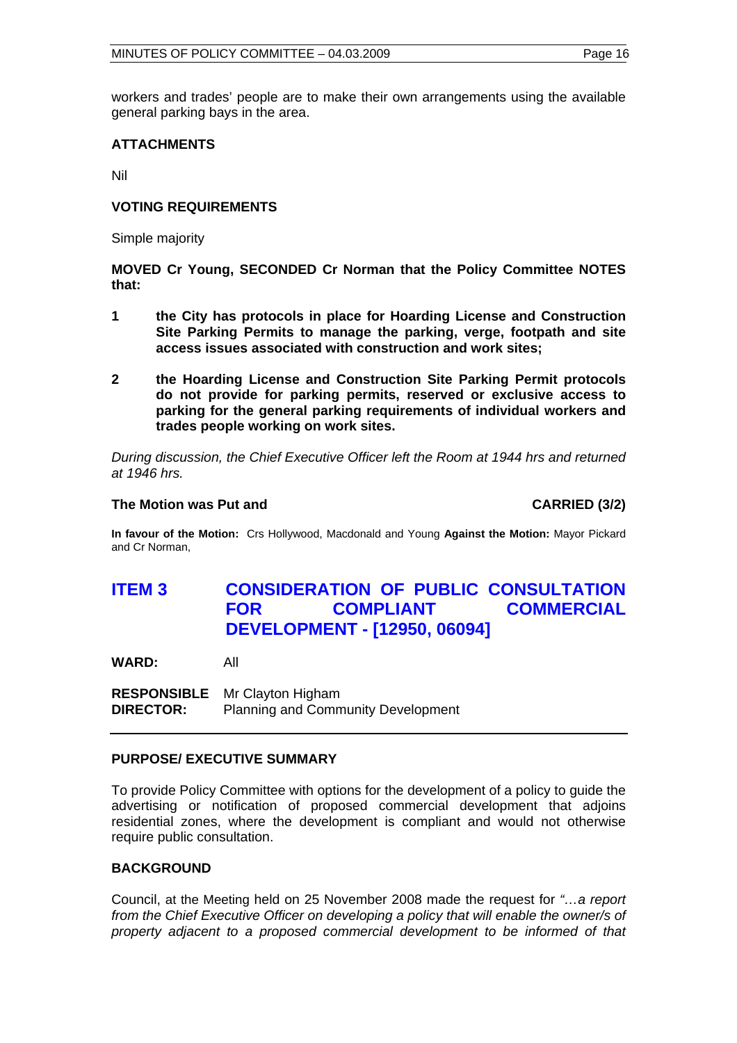workers and trades' people are to make their own arrangements using the available general parking bays in the area.

**ATTACHMENTS**

Nil

**VOTING REQUIREMENTS**

Simple majority

**MOVED Cr Young, SECONDED Cr Norman that the Policy Committee NOTES that:**

**1 the City has protocols in place for Hoarding License and Construction Site Parking Permits to manage the parking, verge, footpath and site access issues associated with construction and work sites;**

**2 the Hoarding License and Construction Site Parking Permit protocols do not provide for parking permits, reserved or exclusive access to parking for the general parking requirements of individual workers and trades people working on work sites.**

*During discussion, the Chief Executive Officer left the Room at 1944 hrs and returned at 1946 hrs.*

**The Motion was Put and CARRIED (3/2)**

**In favour of the Motion:** Crs Hollywood, Macdonald and Young **Against the Motion:** Mayor Pickard and Cr Norman,

## ITEM 3 CONSIDERATION OF PUBLIC CONSULTATION FOR COMPLIANT COMMERCIAL DEVELOPMENT - [12950, 06094]

**WARD:** All

**RESPONSIBLE DIRECTOR:** Mr Clayton Higham, Planning and Community Development

**PURPOSE/ EXECUTIVE SUMMARY**

To provide Policy Committee with options for the development of a policy to guide the advertising or notification of proposed commercial development that adjoins residential zones, where the development is compliant and would not otherwise require public consultation.

**BACKGROUND**

Council, at the Meeting held on 25 November 2008 made the request for *"…a report from the Chief Executive Officer on developing a policy that will enable the owner/s of property adjacent to a proposed commercial development to be informed of that*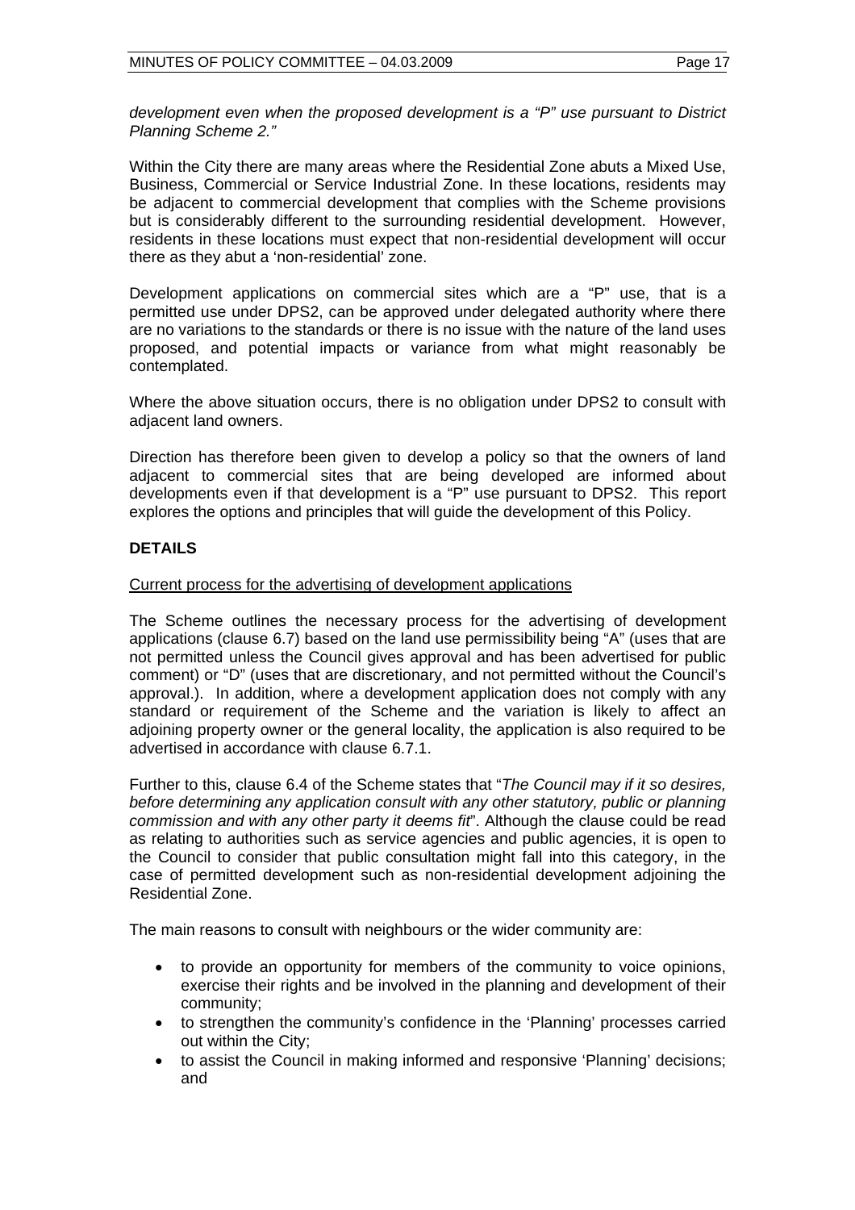*development even when the proposed development is a "P" use pursuant to District Planning Scheme 2."*

Within the City there are many areas where the Residential Zone abuts a Mixed Use, Business, Commercial or Service Industrial Zone. In these locations, residents may be adjacent to commercial development that complies with the Scheme provisions but is considerably different to the surrounding residential development. However, residents in these locations must expect that non-residential development will occur there as they abut a 'non-residential' zone.

Development applications on commercial sites which are a "P" use, that is a permitted use under DPS2, can be approved under delegated authority where there are no variations to the standards or there is no issue with the nature of the land uses proposed, and potential impacts or variance from what might reasonably be contemplated.

Where the above situation occurs, there is no obligation under DPS2 to consult with adjacent land owners.

Direction has therefore been given to develop a policy so that the owners of land adjacent to commercial sites that are being developed are informed about developments even if that development is a "P" use pursuant to DPS2. This report explores the options and principles that will guide the development of this Policy.

## DETAILS

Current process for the advertising of development applications

The Scheme outlines the necessary process for the advertising of development applications (clause 6.7) based on the land use permissibility being "A" (uses that are not permitted unless the Council gives approval and has been advertised for public comment) or "D" (uses that are discretionary, and not permitted without the Council's approval.). In addition, where a development application does not comply with any standard or requirement of the Scheme and the variation is likely to affect an adjoining property owner or the general locality, the application is also required to be advertised in accordance with clause 6.7.1.

Further to this, clause 6.4 of the Scheme states that "*The Council may if it so desires, before determining any application consult with any other statutory, public or planning commission and with any other party it deems fit*". Although the clause could be read as relating to authorities such as service agencies and public agencies, it is open to the Council to consider that public consultation might fall into this category, in the case of permitted development such as non-residential development adjoining the Residential Zone.

The main reasons to consult with neighbours or the wider community are:

- to provide an opportunity for members of the community to voice opinions, exercise their rights and be involved in the planning and development of their community;
- to strengthen the community's confidence in the 'Planning' processes carried out within the City;
- to assist the Council in making informed and responsive 'Planning' decisions; and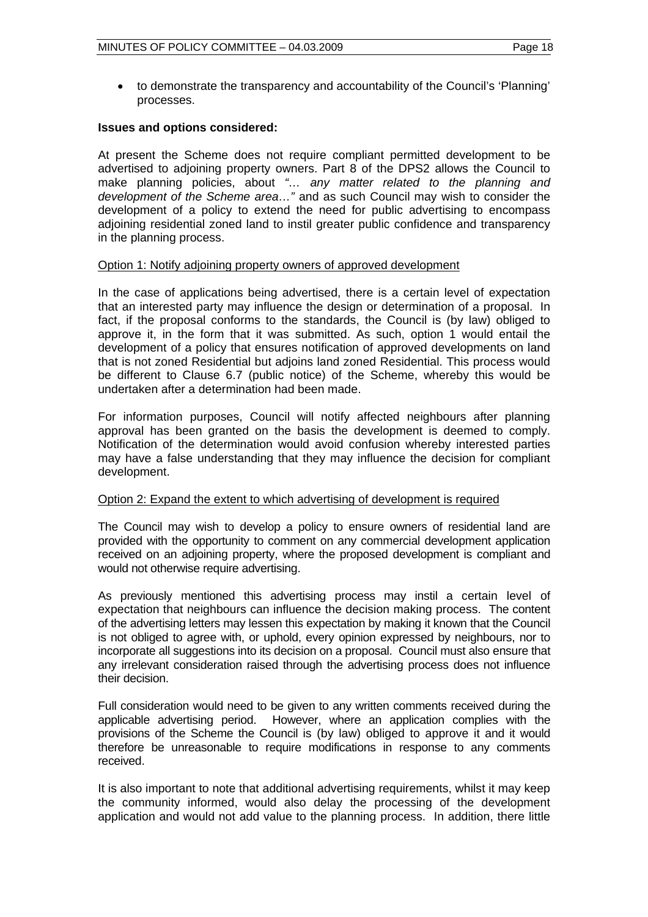- to demonstrate the transparency and accountability of the Council's 'Planning' processes.

**Issues and options considered:**

At present the Scheme does not require compliant permitted development to be advertised to adjoining property owners. Part 8 of the DPS2 allows the Council to make planning policies, about *"… any matter related to the planning and development of the Scheme area…"* and as such Council may wish to consider the development of a policy to extend the need for public advertising to encompass adjoining residential zoned land to instil greater public confidence and transparency in the planning process.

<u>Option 1: Notify adjoining property owners of approved development</u>

In the case of applications being advertised, there is a certain level of expectation that an interested party may influence the design or determination of a proposal. In fact, if the proposal conforms to the standards, the Council is (by law) obliged to approve it, in the form that it was submitted. As such, option 1 would entail the development of a policy that ensures notification of approved developments on land that is not zoned Residential but adjoins land zoned Residential. This process would be different to Clause 6.7 (public notice) of the Scheme, whereby this would be undertaken after a determination had been made.

For information purposes, Council will notify affected neighbours after planning approval has been granted on the basis the development is deemed to comply. Notification of the determination would avoid confusion whereby interested parties may have a false understanding that they may influence the decision for compliant development.

<u>Option 2: Expand the extent to which advertising of development is required</u>

The Council may wish to develop a policy to ensure owners of residential land are provided with the opportunity to comment on any commercial development application received on an adjoining property, where the proposed development is compliant and would not otherwise require advertising.

As previously mentioned this advertising process may instil a certain level of expectation that neighbours can influence the decision making process. The content of the advertising letters may lessen this expectation by making it known that the Council is not obliged to agree with, or uphold, every opinion expressed by neighbours, nor to incorporate all suggestions into its decision on a proposal. Council must also ensure that any irrelevant consideration raised through the advertising process does not influence their decision.

Full consideration would need to be given to any written comments received during the applicable advertising period. However, where an application complies with the provisions of the Scheme the Council is (by law) obliged to approve it and it would therefore be unreasonable to require modifications in response to any comments received.

It is also important to note that additional advertising requirements, whilst it may keep the community informed, would also delay the processing of the development application and would not add value to the planning process. In addition, there little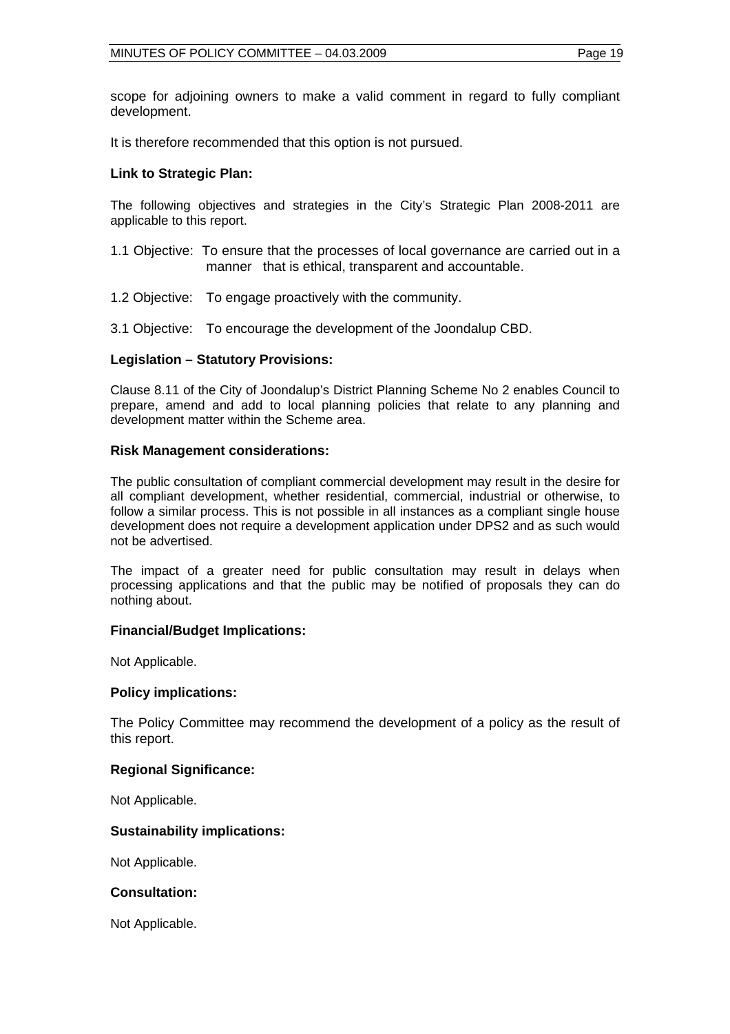scope for adjoining owners to make a valid comment in regard to fully compliant development.

It is therefore recommended that this option is not pursued.

**Link to Strategic Plan:**

The following objectives and strategies in the City's Strategic Plan 2008-2011 are applicable to this report.

1.1 Objective: To ensure that the processes of local governance are carried out in a manner that is ethical, transparent and accountable.

1.2 Objective: To engage proactively with the community.

3.1 Objective: To encourage the development of the Joondalup CBD.

**Legislation – Statutory Provisions:**

Clause 8.11 of the City of Joondalup's District Planning Scheme No 2 enables Council to prepare, amend and add to local planning policies that relate to any planning and development matter within the Scheme area.

**Risk Management considerations:**

The public consultation of compliant commercial development may result in the desire for all compliant development, whether residential, commercial, industrial or otherwise, to follow a similar process. This is not possible in all instances as a compliant single house development does not require a development application under DPS2 and as such would not be advertised.

The impact of a greater need for public consultation may result in delays when processing applications and that the public may be notified of proposals they can do nothing about.

**Financial/Budget Implications:**

Not Applicable.

**Policy implications:**

The Policy Committee may recommend the development of a policy as the result of this report.

**Regional Significance:**

Not Applicable.

**Sustainability implications:**

Not Applicable.

**Consultation:**

Not Applicable.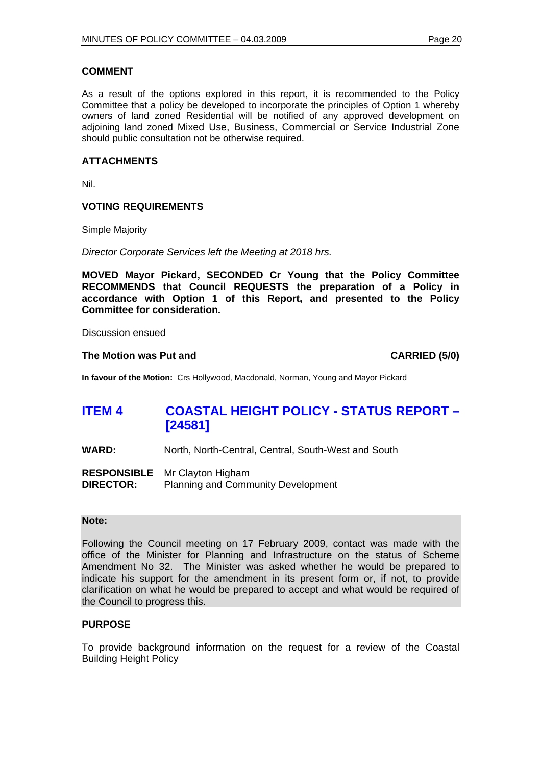### COMMENT

As a result of the options explored in this report, it is recommended to the Policy Committee that a policy be developed to incorporate the principles of Option 1 whereby owners of land zoned Residential will be notified of any approved development on adjoining land zoned Mixed Use, Business, Commercial or Service Industrial Zone should public consultation not be otherwise required.

### ATTACHMENTS

Nil.

### VOTING REQUIREMENTS

Simple Majority

*Director Corporate Services left the Meeting at 2018 hrs.*

**MOVED Mayor Pickard, SECONDED Cr Young that the Policy Committee RECOMMENDS that Council REQUESTS the preparation of a Policy in accordance with Option 1 of this Report, and presented to the Policy Committee for consideration.**

Discussion ensued

**The Motion was Put and** **CARRIED (5/0)**

**In favour of the Motion:** Crs Hollywood, Macdonald, Norman, Young and Mayor Pickard

## ITEM 4 COASTAL HEIGHT POLICY - STATUS REPORT – [24581]

**WARD:** North, North-Central, Central, South-West and South

**RESPONSIBLE DIRECTOR:** Mr Clayton Higham
Planning and Community Development

---

**Note:**

Following the Council meeting on 17 February 2009, contact was made with the office of the Minister for Planning and Infrastructure on the status of Scheme Amendment No 32. The Minister was asked whether he would be prepared to indicate his support for the amendment in its present form or, if not, to provide clarification on what he would be prepared to accept and what would be required of the Council to progress this.

### PURPOSE

To provide background information on the request for a review of the Coastal Building Height Policy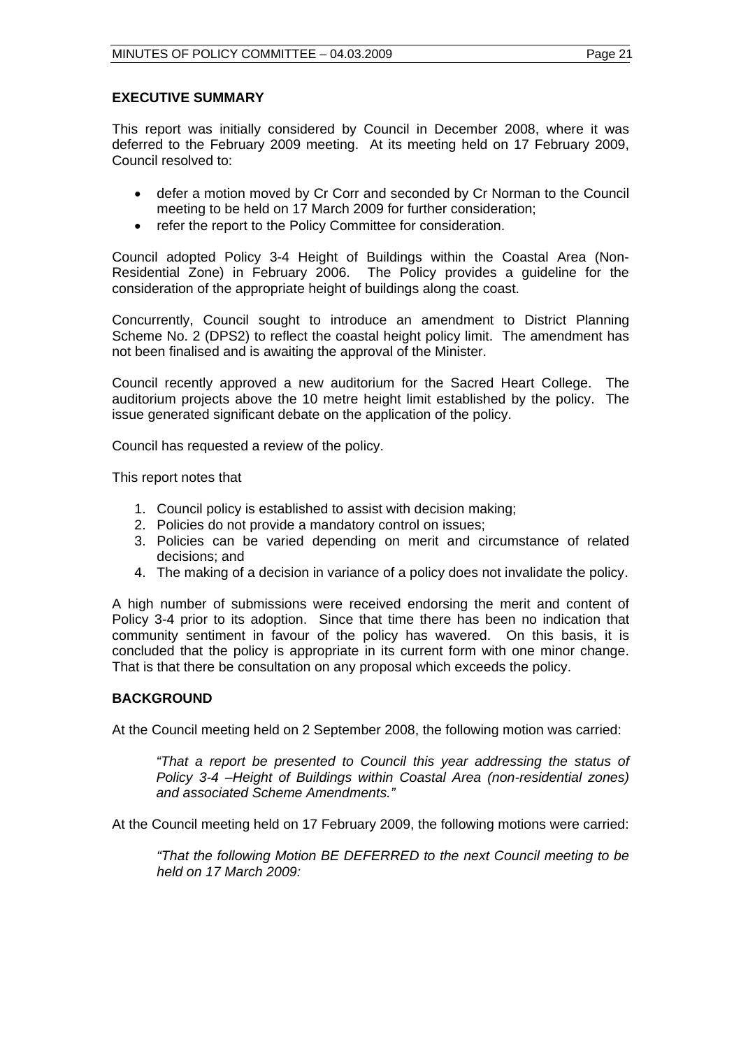## EXECUTIVE SUMMARY

This report was initially considered by Council in December 2008, where it was deferred to the February 2009 meeting. At its meeting held on 17 February 2009, Council resolved to:

- defer a motion moved by Cr Corr and seconded by Cr Norman to the Council meeting to be held on 17 March 2009 for further consideration;
- refer the report to the Policy Committee for consideration.

Council adopted Policy 3-4 Height of Buildings within the Coastal Area (Non-Residential Zone) in February 2006. The Policy provides a guideline for the consideration of the appropriate height of buildings along the coast.

Concurrently, Council sought to introduce an amendment to District Planning Scheme No. 2 (DPS2) to reflect the coastal height policy limit. The amendment has not been finalised and is awaiting the approval of the Minister.

Council recently approved a new auditorium for the Sacred Heart College. The auditorium projects above the 10 metre height limit established by the policy. The issue generated significant debate on the application of the policy.

Council has requested a review of the policy.

This report notes that

1. Council policy is established to assist with decision making;
2. Policies do not provide a mandatory control on issues;
3. Policies can be varied depending on merit and circumstance of related decisions; and
4. The making of a decision in variance of a policy does not invalidate the policy.

A high number of submissions were received endorsing the merit and content of Policy 3-4 prior to its adoption. Since that time there has been no indication that community sentiment in favour of the policy has wavered. On this basis, it is concluded that the policy is appropriate in its current form with one minor change. That is that there be consultation on any proposal which exceeds the policy.

## BACKGROUND

At the Council meeting held on 2 September 2008, the following motion was carried:

> *"That a report be presented to Council this year addressing the status of Policy 3-4 –Height of Buildings within Coastal Area (non-residential zones) and associated Scheme Amendments."*

At the Council meeting held on 17 February 2009, the following motions were carried:

> *"That the following Motion BE DEFERRED to the next Council meeting to be held on 17 March 2009:*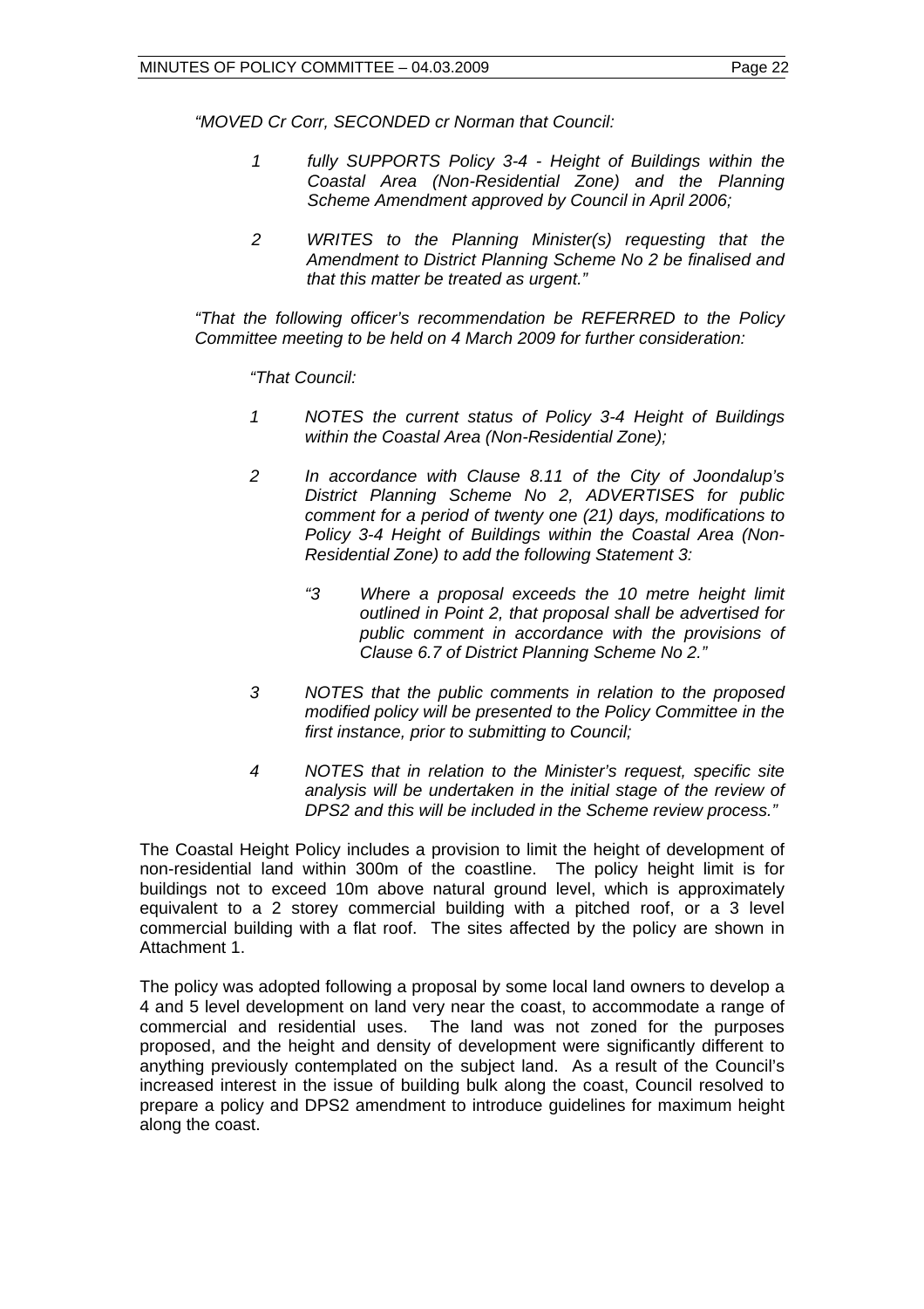*"MOVED Cr Corr, SECONDED cr Norman that Council:*

> *1 fully SUPPORTS Policy 3-4 - Height of Buildings within the Coastal Area (Non-Residential Zone) and the Planning Scheme Amendment approved by Council in April 2006;*
>
> *2 WRITES to the Planning Minister(s) requesting that the Amendment to District Planning Scheme No 2 be finalised and that this matter be treated as urgent."*

*"That the following officer's recommendation be REFERRED to the Policy Committee meeting to be held on 4 March 2009 for further consideration:*

> *"That Council:*
>
> *1 NOTES the current status of Policy 3-4 Height of Buildings within the Coastal Area (Non-Residential Zone);*
>
> *2 In accordance with Clause 8.11 of the City of Joondalup's District Planning Scheme No 2, ADVERTISES for public comment for a period of twenty one (21) days, modifications to Policy 3-4 Height of Buildings within the Coastal Area (Non-Residential Zone) to add the following Statement 3:*
>
> > *"3 Where a proposal exceeds the 10 metre height limit outlined in Point 2, that proposal shall be advertised for public comment in accordance with the provisions of Clause 6.7 of District Planning Scheme No 2."*
>
> *3 NOTES that the public comments in relation to the proposed modified policy will be presented to the Policy Committee in the first instance, prior to submitting to Council;*
>
> *4 NOTES that in relation to the Minister's request, specific site analysis will be undertaken in the initial stage of the review of DPS2 and this will be included in the Scheme review process."*

The Coastal Height Policy includes a provision to limit the height of development of non-residential land within 300m of the coastline. The policy height limit is for buildings not to exceed 10m above natural ground level, which is approximately equivalent to a 2 storey commercial building with a pitched roof, or a 3 level commercial building with a flat roof. The sites affected by the policy are shown in Attachment 1.

The policy was adopted following a proposal by some local land owners to develop a 4 and 5 level development on land very near the coast, to accommodate a range of commercial and residential uses. The land was not zoned for the purposes proposed, and the height and density of development were significantly different to anything previously contemplated on the subject land. As a result of the Council's increased interest in the issue of building bulk along the coast, Council resolved to prepare a policy and DPS2 amendment to introduce guidelines for maximum height along the coast.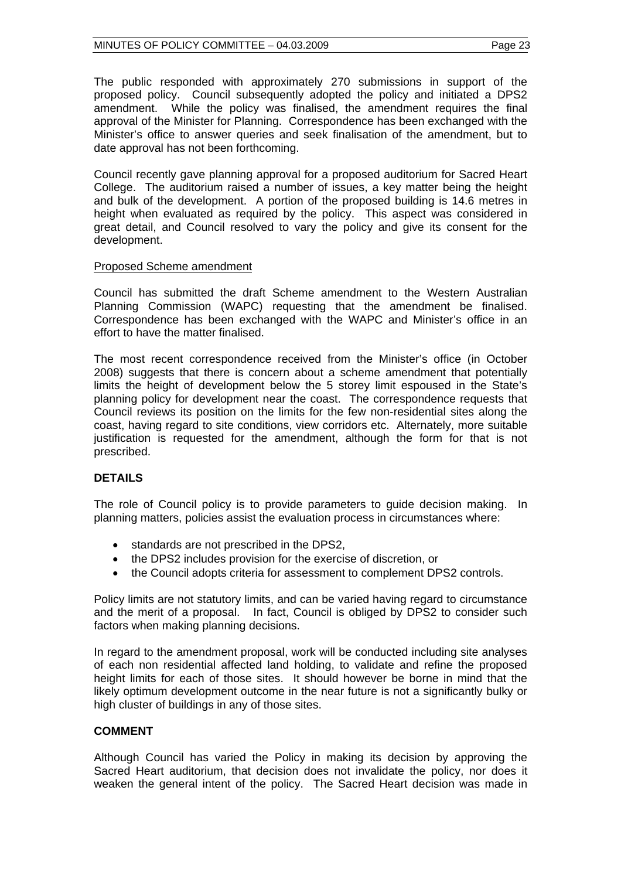The public responded with approximately 270 submissions in support of the proposed policy. Council subsequently adopted the policy and initiated a DPS2 amendment. While the policy was finalised, the amendment requires the final approval of the Minister for Planning. Correspondence has been exchanged with the Minister's office to answer queries and seek finalisation of the amendment, but to date approval has not been forthcoming.

Council recently gave planning approval for a proposed auditorium for Sacred Heart College. The auditorium raised a number of issues, a key matter being the height and bulk of the development. A portion of the proposed building is 14.6 metres in height when evaluated as required by the policy. This aspect was considered in great detail, and Council resolved to vary the policy and give its consent for the development.

Proposed Scheme amendment

Council has submitted the draft Scheme amendment to the Western Australian Planning Commission (WAPC) requesting that the amendment be finalised. Correspondence has been exchanged with the WAPC and Minister's office in an effort to have the matter finalised.

The most recent correspondence received from the Minister's office (in October 2008) suggests that there is concern about a scheme amendment that potentially limits the height of development below the 5 storey limit espoused in the State's planning policy for development near the coast. The correspondence requests that Council reviews its position on the limits for the few non-residential sites along the coast, having regard to site conditions, view corridors etc. Alternately, more suitable justification is requested for the amendment, although the form for that is not prescribed.

## DETAILS

The role of Council policy is to provide parameters to guide decision making. In planning matters, policies assist the evaluation process in circumstances where:

- standards are not prescribed in the DPS2,
- the DPS2 includes provision for the exercise of discretion, or
- the Council adopts criteria for assessment to complement DPS2 controls.

Policy limits are not statutory limits, and can be varied having regard to circumstance and the merit of a proposal. In fact, Council is obliged by DPS2 to consider such factors when making planning decisions.

In regard to the amendment proposal, work will be conducted including site analyses of each non residential affected land holding, to validate and refine the proposed height limits for each of those sites. It should however be borne in mind that the likely optimum development outcome in the near future is not a significantly bulky or high cluster of buildings in any of those sites.

## COMMENT

Although Council has varied the Policy in making its decision by approving the Sacred Heart auditorium, that decision does not invalidate the policy, nor does it weaken the general intent of the policy. The Sacred Heart decision was made in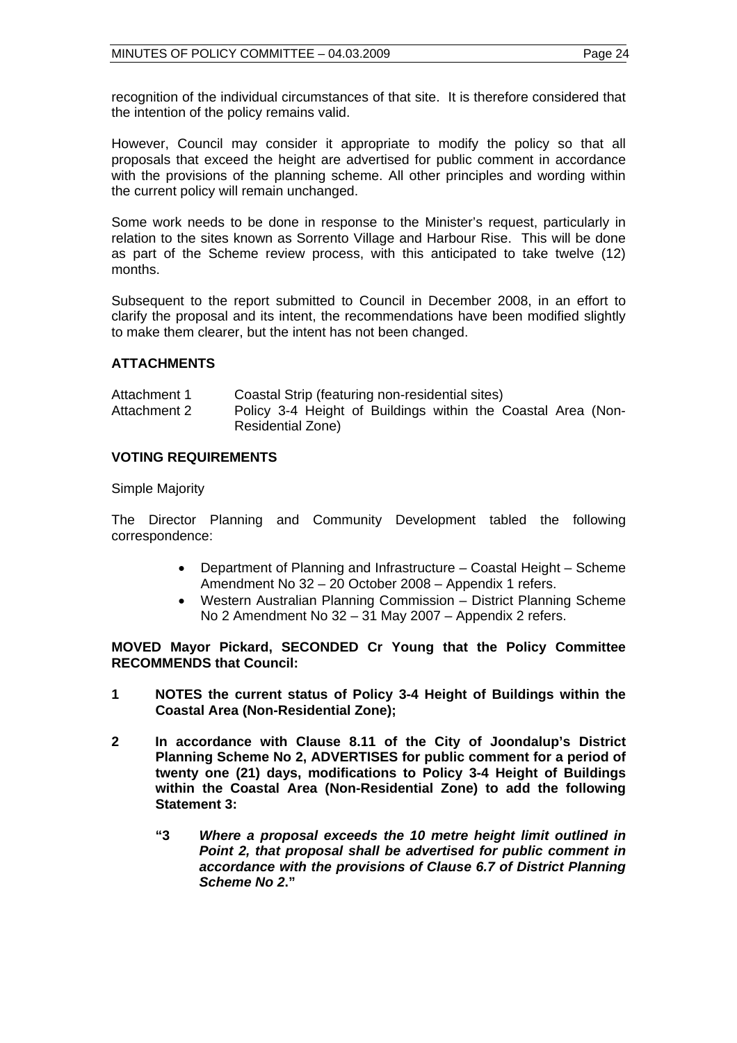recognition of the individual circumstances of that site. It is therefore considered that the intention of the policy remains valid.

However, Council may consider it appropriate to modify the policy so that all proposals that exceed the height are advertised for public comment in accordance with the provisions of the planning scheme. All other principles and wording within the current policy will remain unchanged.

Some work needs to be done in response to the Minister's request, particularly in relation to the sites known as Sorrento Village and Harbour Rise. This will be done as part of the Scheme review process, with this anticipated to take twelve (12) months.

Subsequent to the report submitted to Council in December 2008, in an effort to clarify the proposal and its intent, the recommendations have been modified slightly to make them clearer, but the intent has not been changed.

## ATTACHMENTS

| | |
|---|---|
| Attachment 1 | Coastal Strip (featuring non-residential sites) |
| Attachment 2 | Policy 3-4 Height of Buildings within the Coastal Area (Non-Residential Zone) |

## VOTING REQUIREMENTS

Simple Majority

The Director Planning and Community Development tabled the following correspondence:

- Department of Planning and Infrastructure – Coastal Height – Scheme Amendment No 32 – 20 October 2008 – Appendix 1 refers.
- Western Australian Planning Commission – District Planning Scheme No 2 Amendment No 32 – 31 May 2007 – Appendix 2 refers.

**MOVED Mayor Pickard, SECONDED Cr Young that the Policy Committee RECOMMENDS that Council:**

**1 NOTES the current status of Policy 3-4 Height of Buildings within the Coastal Area (Non-Residential Zone);**

**2 In accordance with Clause 8.11 of the City of Joondalup's District Planning Scheme No 2, ADVERTISES for public comment for a period of twenty one (21) days, modifications to Policy 3-4 Height of Buildings within the Coastal Area (Non-Residential Zone) to add the following Statement 3:**

> **"3 *Where a proposal exceeds the 10 metre height limit outlined in Point 2, that proposal shall be advertised for public comment in accordance with the provisions of Clause 6.7 of District Planning Scheme No 2*."**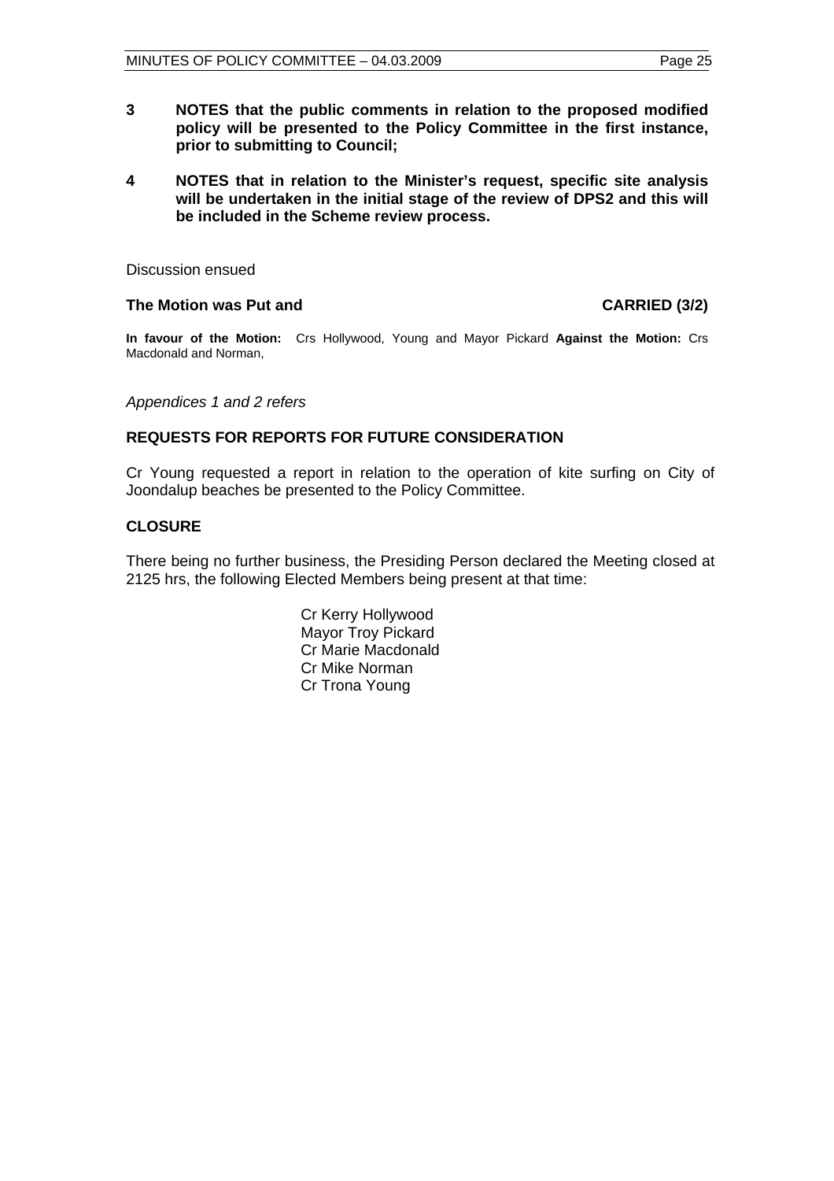**3 NOTES that the public comments in relation to the proposed modified policy will be presented to the Policy Committee in the first instance, prior to submitting to Council;**

**4 NOTES that in relation to the Minister's request, specific site analysis will be undertaken in the initial stage of the review of DPS2 and this will be included in the Scheme review process.**

Discussion ensued

**The Motion was Put and CARRIED (3/2)**

**In favour of the Motion:** Crs Hollywood, Young and Mayor Pickard **Against the Motion:** Crs Macdonald and Norman,

*Appendices 1 and 2 refers*

## REQUESTS FOR REPORTS FOR FUTURE CONSIDERATION

Cr Young requested a report in relation to the operation of kite surfing on City of Joondalup beaches be presented to the Policy Committee.

## CLOSURE

There being no further business, the Presiding Person declared the Meeting closed at 2125 hrs, the following Elected Members being present at that time:

Cr Kerry Hollywood
Mayor Troy Pickard
Cr Marie Macdonald
Cr Mike Norman
Cr Trona Young